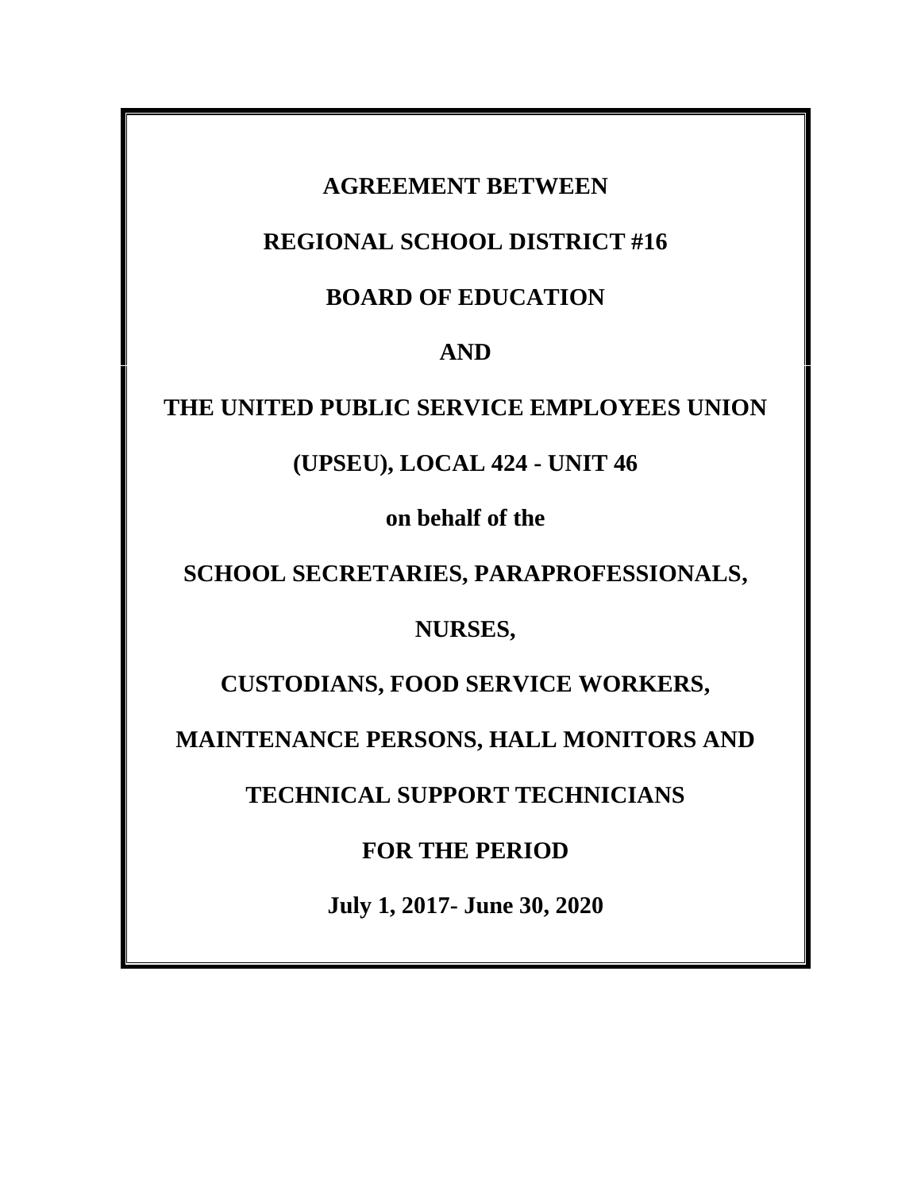# AGREEMENT BETWEEN

# REGIONAL SCHOOL DISTRICT #16

# BOARD OF EDUCATION

# AND

# THE UNITED PUBLIC SERVICE EMPLOYEES UNION

# (UPSEU), LOCAL 424 - UNIT 46

**on behalf of the**

# SCHOOL SECRETARIES, PARAPROFESSIONALS,

# NURSES,

# CUSTODIANS, FOOD SERVICE WORKERS,

# MAINTENANCE PERSONS, HALL MONITORS AND

# TECHNICAL SUPPORT TECHNICIANS

# FOR THE PERIOD

**July 1, 2017- June 30, 2020**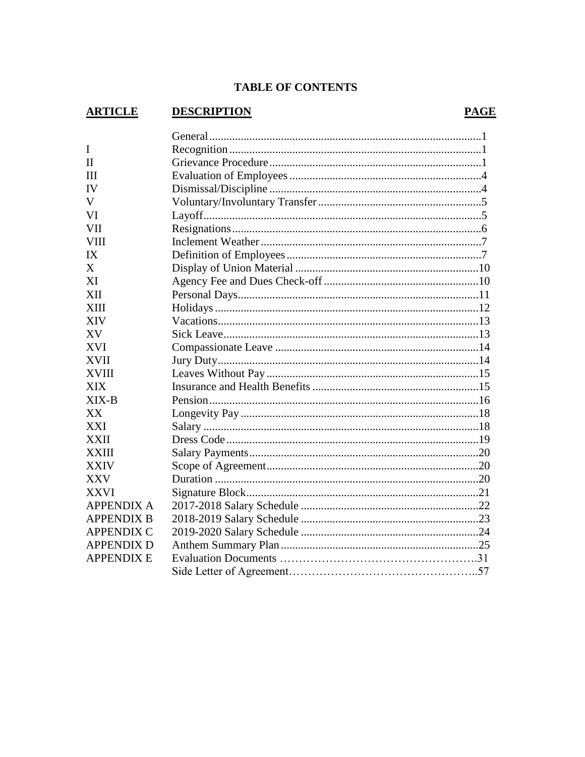# TABLE OF CONTENTS

| ARTICLE | DESCRIPTION | PAGE |
|---|---|---|
| | General | 1 |
| I | Recognition | 1 |
| II | Grievance Procedure | 1 |
| III | Evaluation of Employees | 4 |
| IV | Dismissal/Discipline | 4 |
| V | Voluntary/Involuntary Transfer | 5 |
| VI | Layoff | 5 |
| VII | Resignations | 6 |
| VIII | Inclement Weather | 7 |
| IX | Definition of Employees | 7 |
| X | Display of Union Material | 10 |
| XI | Agency Fee and Dues Check-off | 10 |
| XII | Personal Days | 11 |
| XIII | Holidays | 12 |
| XIV | Vacations | 13 |
| XV | Sick Leave | 13 |
| XVI | Compassionate Leave | 14 |
| XVII | Jury Duty | 14 |
| XVIII | Leaves Without Pay | 15 |
| XIX | Insurance and Health Benefits | 15 |
| XIX-B | Pension | 16 |
| XX | Longevity Pay | 18 |
| XXI | Salary | 18 |
| XXII | Dress Code | 19 |
| XXIII | Salary Payments | 20 |
| XXIV | Scope of Agreement | 20 |
| XXV | Duration | 20 |
| XXVI | Signature Block | 21 |
| APPENDIX A | 2017-2018 Salary Schedule | 22 |
| APPENDIX B | 2018-2019 Salary Schedule | 23 |
| APPENDIX C | 2019-2020 Salary Schedule | 24 |
| APPENDIX D | Anthem Summary Plan | 25 |
| APPENDIX E | Evaluation Documents | 31 |
| | Side Letter of Agreement | 57 |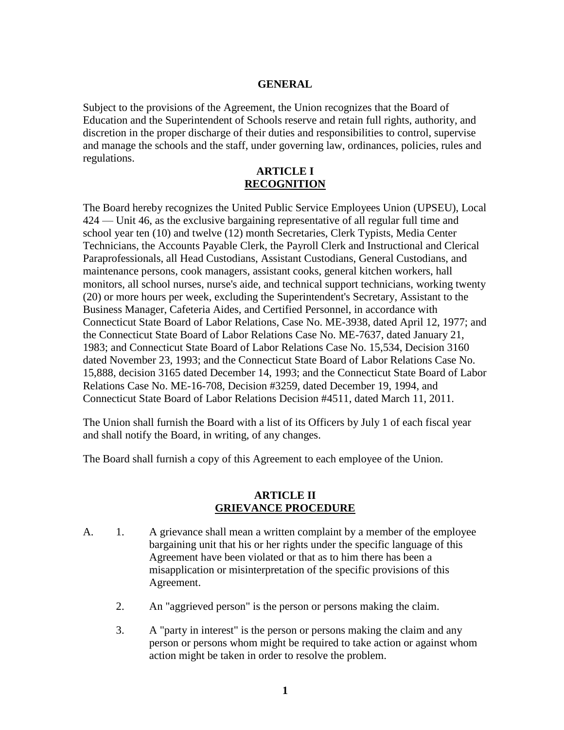## GENERAL

Subject to the provisions of the Agreement, the Union recognizes that the Board of Education and the Superintendent of Schools reserve and retain full rights, authority, and discretion in the proper discharge of their duties and responsibilities to control, supervise and manage the schools and the staff, under governing law, ordinances, policies, rules and regulations.

## ARTICLE I
## RECOGNITION

The Board hereby recognizes the United Public Service Employees Union (UPSEU), Local 424 — Unit 46, as the exclusive bargaining representative of all regular full time and school year ten (10) and twelve (12) month Secretaries, Clerk Typists, Media Center Technicians, the Accounts Payable Clerk, the Payroll Clerk and Instructional and Clerical Paraprofessionals, all Head Custodians, Assistant Custodians, General Custodians, and maintenance persons, cook managers, assistant cooks, general kitchen workers, hall monitors, all school nurses, nurse's aide, and technical support technicians, working twenty (20) or more hours per week, excluding the Superintendent's Secretary, Assistant to the Business Manager, Cafeteria Aides, and Certified Personnel, in accordance with Connecticut State Board of Labor Relations, Case No. ME-3938, dated April 12, 1977; and the Connecticut State Board of Labor Relations Case No. ME-7637, dated January 21, 1983; and Connecticut State Board of Labor Relations Case No. 15,534, Decision 3160 dated November 23, 1993; and the Connecticut State Board of Labor Relations Case No. 15,888, decision 3165 dated December 14, 1993; and the Connecticut State Board of Labor Relations Case No. ME-16-708, Decision #3259, dated December 19, 1994, and Connecticut State Board of Labor Relations Decision #4511, dated March 11, 2011.

The Union shall furnish the Board with a list of its Officers by July 1 of each fiscal year and shall notify the Board, in writing, of any changes.

The Board shall furnish a copy of this Agreement to each employee of the Union.

## ARTICLE II
## GRIEVANCE PROCEDURE

A.

1. A grievance shall mean a written complaint by a member of the employee bargaining unit that his or her rights under the specific language of this Agreement have been violated or that as to him there has been a misapplication or misinterpretation of the specific provisions of this Agreement.

2. An "aggrieved person" is the person or persons making the claim.

3. A "party in interest" is the person or persons making the claim and any person or persons whom might be required to take action or against whom action might be taken in order to resolve the problem.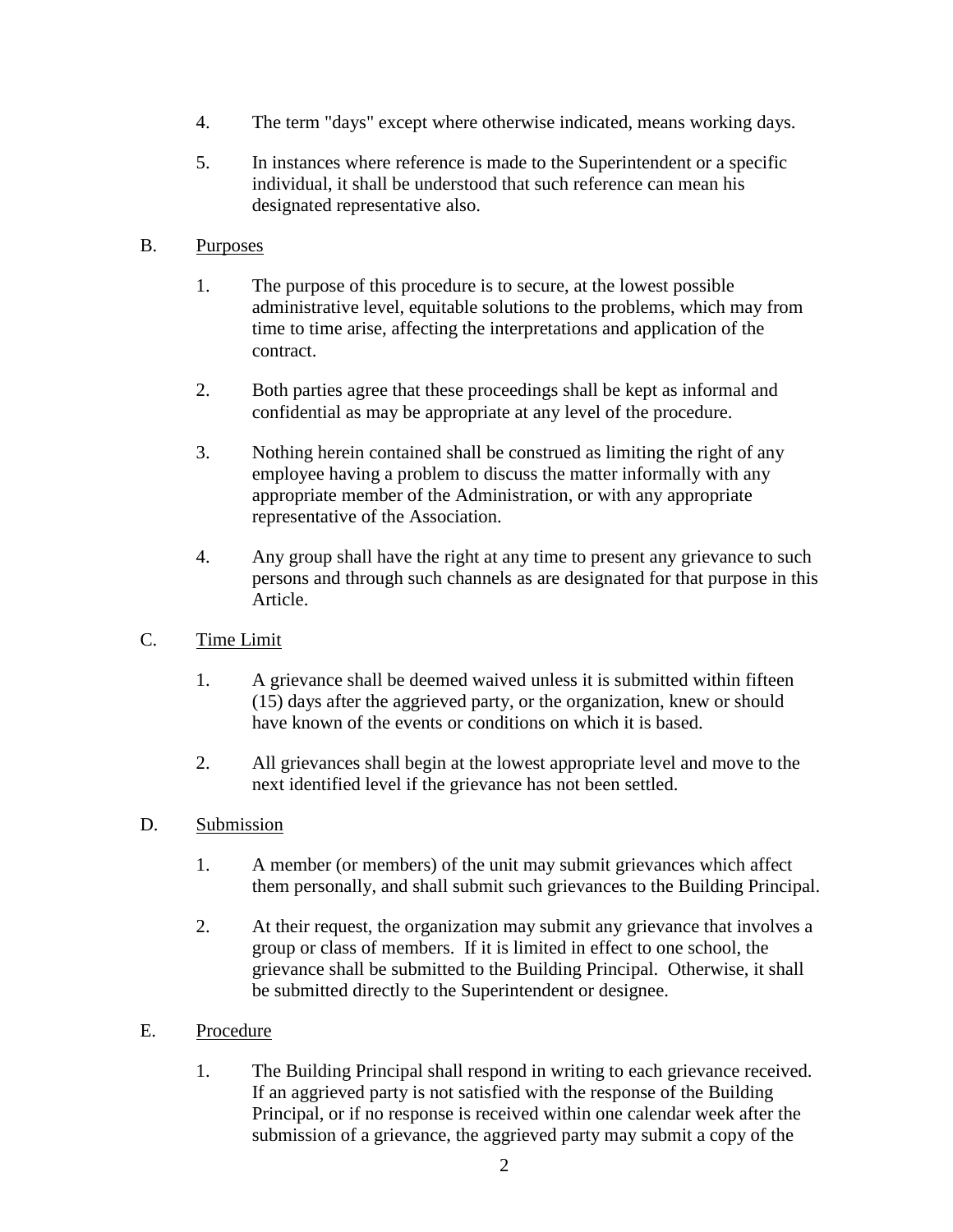4. The term "days" except where otherwise indicated, means working days.

5. In instances where reference is made to the Superintendent or a specific individual, it shall be understood that such reference can mean his designated representative also.

B. Purposes

1. The purpose of this procedure is to secure, at the lowest possible administrative level, equitable solutions to the problems, which may from time to time arise, affecting the interpretations and application of the contract.

2. Both parties agree that these proceedings shall be kept as informal and confidential as may be appropriate at any level of the procedure.

3. Nothing herein contained shall be construed as limiting the right of any employee having a problem to discuss the matter informally with any appropriate member of the Administration, or with any appropriate representative of the Association.

4. Any group shall have the right at any time to present any grievance to such persons and through such channels as are designated for that purpose in this Article.

C. Time Limit

1. A grievance shall be deemed waived unless it is submitted within fifteen (15) days after the aggrieved party, or the organization, knew or should have known of the events or conditions on which it is based.

2. All grievances shall begin at the lowest appropriate level and move to the next identified level if the grievance has not been settled.

D. Submission

1. A member (or members) of the unit may submit grievances which affect them personally, and shall submit such grievances to the Building Principal.

2. At their request, the organization may submit any grievance that involves a group or class of members. If it is limited in effect to one school, the grievance shall be submitted to the Building Principal. Otherwise, it shall be submitted directly to the Superintendent or designee.

E. Procedure

1. The Building Principal shall respond in writing to each grievance received. If an aggrieved party is not satisfied with the response of the Building Principal, or if no response is received within one calendar week after the submission of a grievance, the aggrieved party may submit a copy of the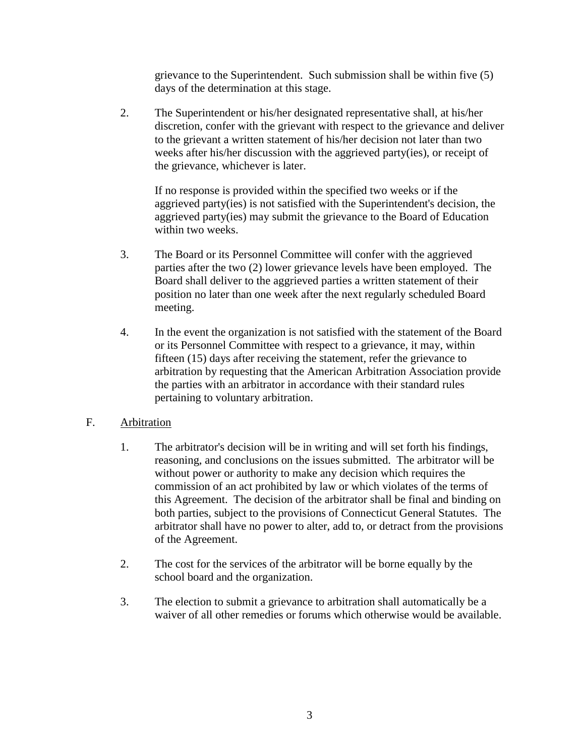grievance to the Superintendent. Such submission shall be within five (5) days of the determination at this stage.

2. The Superintendent or his/her designated representative shall, at his/her discretion, confer with the grievant with respect to the grievance and deliver to the grievant a written statement of his/her decision not later than two weeks after his/her discussion with the aggrieved party(ies), or receipt of the grievance, whichever is later.

   If no response is provided within the specified two weeks or if the aggrieved party(ies) is not satisfied with the Superintendent's decision, the aggrieved party(ies) may submit the grievance to the Board of Education within two weeks.

3. The Board or its Personnel Committee will confer with the aggrieved parties after the two (2) lower grievance levels have been employed. The Board shall deliver to the aggrieved parties a written statement of their position no later than one week after the next regularly scheduled Board meeting.

4. In the event the organization is not satisfied with the statement of the Board or its Personnel Committee with respect to a grievance, it may, within fifteen (15) days after receiving the statement, refer the grievance to arbitration by requesting that the American Arbitration Association provide the parties with an arbitrator in accordance with their standard rules pertaining to voluntary arbitration.

F. Arbitration

1. The arbitrator's decision will be in writing and will set forth his findings, reasoning, and conclusions on the issues submitted. The arbitrator will be without power or authority to make any decision which requires the commission of an act prohibited by law or which violates of the terms of this Agreement. The decision of the arbitrator shall be final and binding on both parties, subject to the provisions of Connecticut General Statutes. The arbitrator shall have no power to alter, add to, or detract from the provisions of the Agreement.

2. The cost for the services of the arbitrator will be borne equally by the school board and the organization.

3. The election to submit a grievance to arbitration shall automatically be a waiver of all other remedies or forums which otherwise would be available.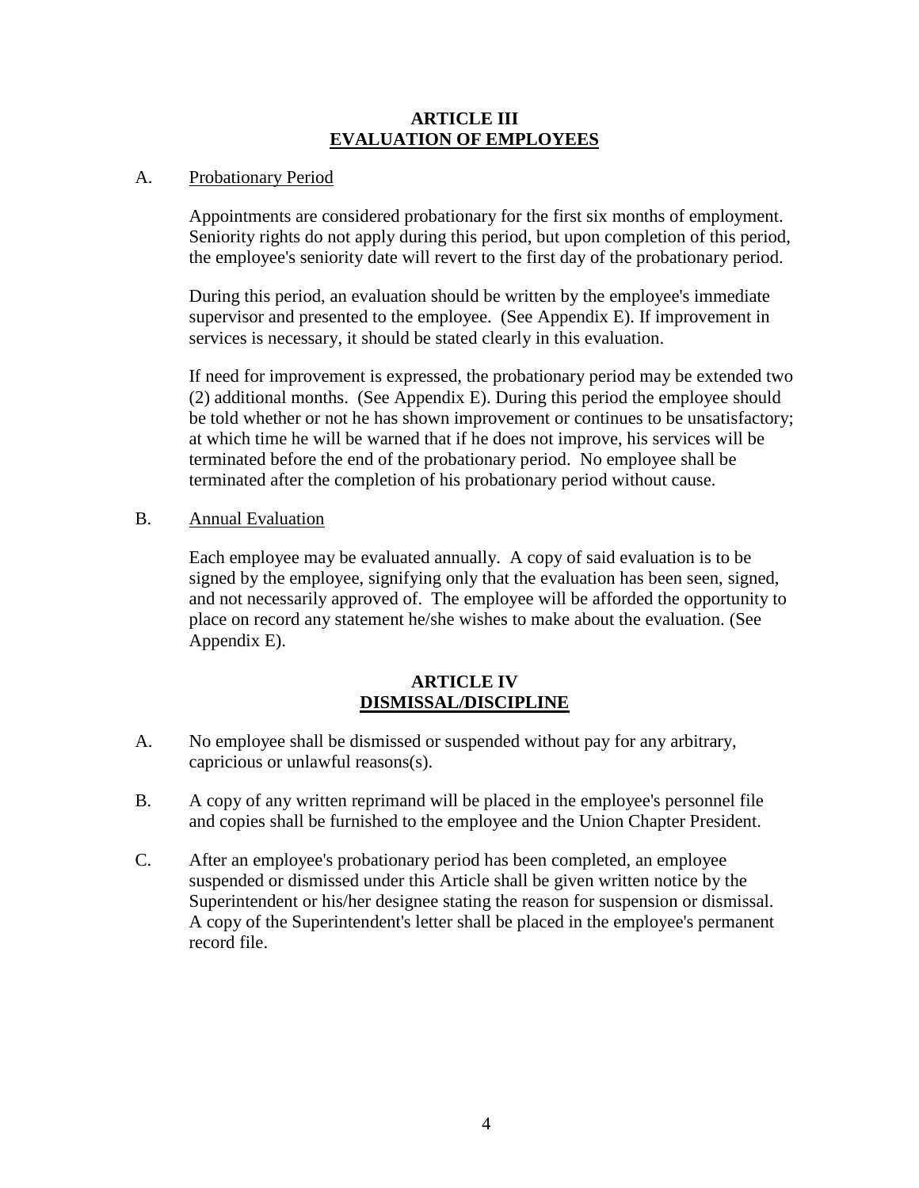## ARTICLE III
## EVALUATION OF EMPLOYEES

A. Probationary Period

Appointments are considered probationary for the first six months of employment. Seniority rights do not apply during this period, but upon completion of this period, the employee's seniority date will revert to the first day of the probationary period.

During this period, an evaluation should be written by the employee's immediate supervisor and presented to the employee. (See Appendix E). If improvement in services is necessary, it should be stated clearly in this evaluation.

If need for improvement is expressed, the probationary period may be extended two (2) additional months. (See Appendix E). During this period the employee should be told whether or not he has shown improvement or continues to be unsatisfactory; at which time he will be warned that if he does not improve, his services will be terminated before the end of the probationary period. No employee shall be terminated after the completion of his probationary period without cause.

B. Annual Evaluation

Each employee may be evaluated annually. A copy of said evaluation is to be signed by the employee, signifying only that the evaluation has been seen, signed, and not necessarily approved of. The employee will be afforded the opportunity to place on record any statement he/she wishes to make about the evaluation. (See Appendix E).

## ARTICLE IV
## DISMISSAL/DISCIPLINE

A. No employee shall be dismissed or suspended without pay for any arbitrary, capricious or unlawful reasons(s).

B. A copy of any written reprimand will be placed in the employee's personnel file and copies shall be furnished to the employee and the Union Chapter President.

C. After an employee's probationary period has been completed, an employee suspended or dismissed under this Article shall be given written notice by the Superintendent or his/her designee stating the reason for suspension or dismissal. A copy of the Superintendent's letter shall be placed in the employee's permanent record file.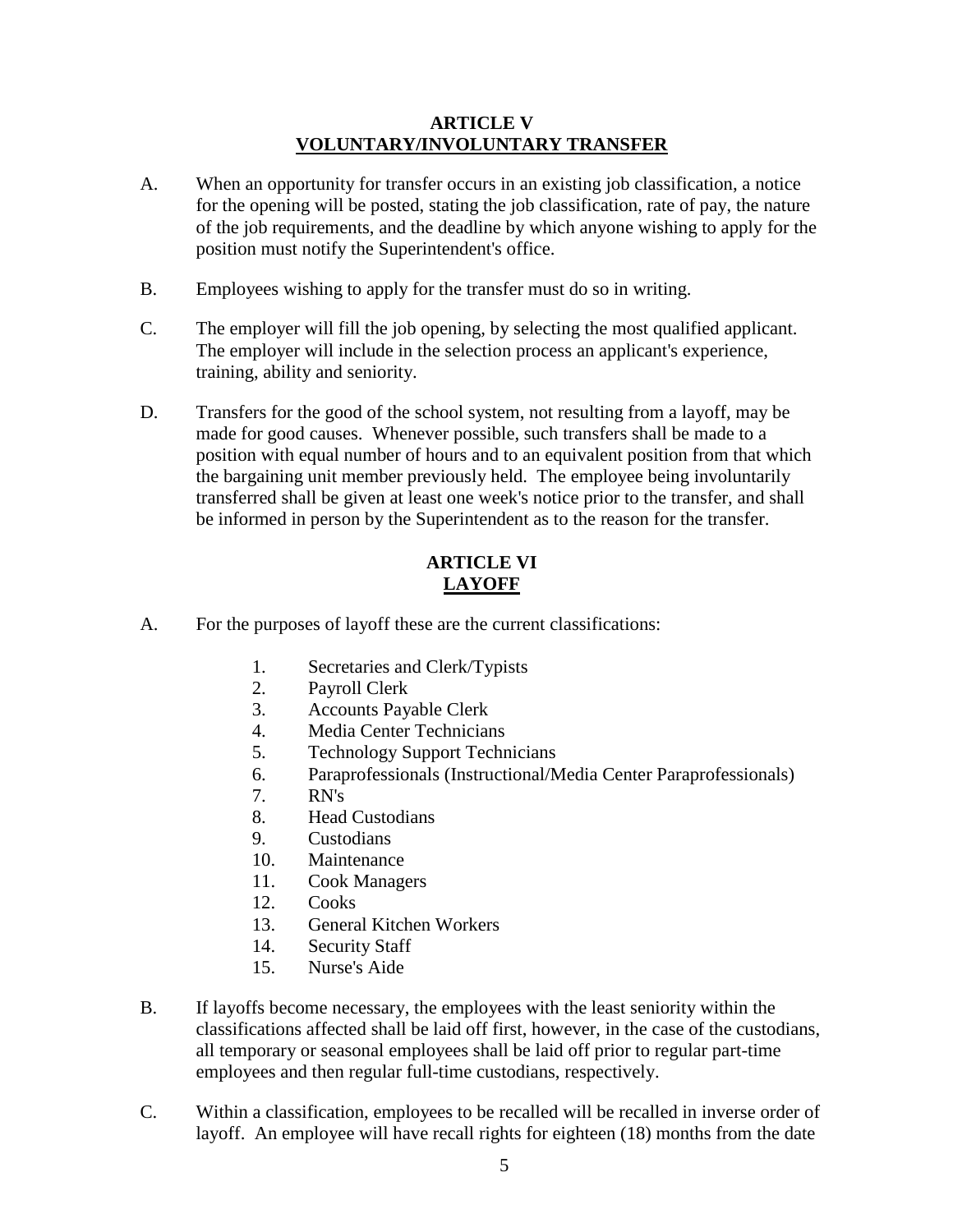## ARTICLE V
## VOLUNTARY/INVOLUNTARY TRANSFER

A. When an opportunity for transfer occurs in an existing job classification, a notice for the opening will be posted, stating the job classification, rate of pay, the nature of the job requirements, and the deadline by which anyone wishing to apply for the position must notify the Superintendent's office.

B. Employees wishing to apply for the transfer must do so in writing.

C. The employer will fill the job opening, by selecting the most qualified applicant. The employer will include in the selection process an applicant's experience, training, ability and seniority.

D. Transfers for the good of the school system, not resulting from a layoff, may be made for good causes. Whenever possible, such transfers shall be made to a position with equal number of hours and to an equivalent position from that which the bargaining unit member previously held. The employee being involuntarily transferred shall be given at least one week's notice prior to the transfer, and shall be informed in person by the Superintendent as to the reason for the transfer.

## ARTICLE VI
## LAYOFF

A. For the purposes of layoff these are the current classifications:

1. Secretaries and Clerk/Typists
2. Payroll Clerk
3. Accounts Payable Clerk
4. Media Center Technicians
5. Technology Support Technicians
6. Paraprofessionals (Instructional/Media Center Paraprofessionals)
7. RN's
8. Head Custodians
9. Custodians
10. Maintenance
11. Cook Managers
12. Cooks
13. General Kitchen Workers
14. Security Staff
15. Nurse's Aide

B. If layoffs become necessary, the employees with the least seniority within the classifications affected shall be laid off first, however, in the case of the custodians, all temporary or seasonal employees shall be laid off prior to regular part-time employees and then regular full-time custodians, respectively.

C. Within a classification, employees to be recalled will be recalled in inverse order of layoff. An employee will have recall rights for eighteen (18) months from the date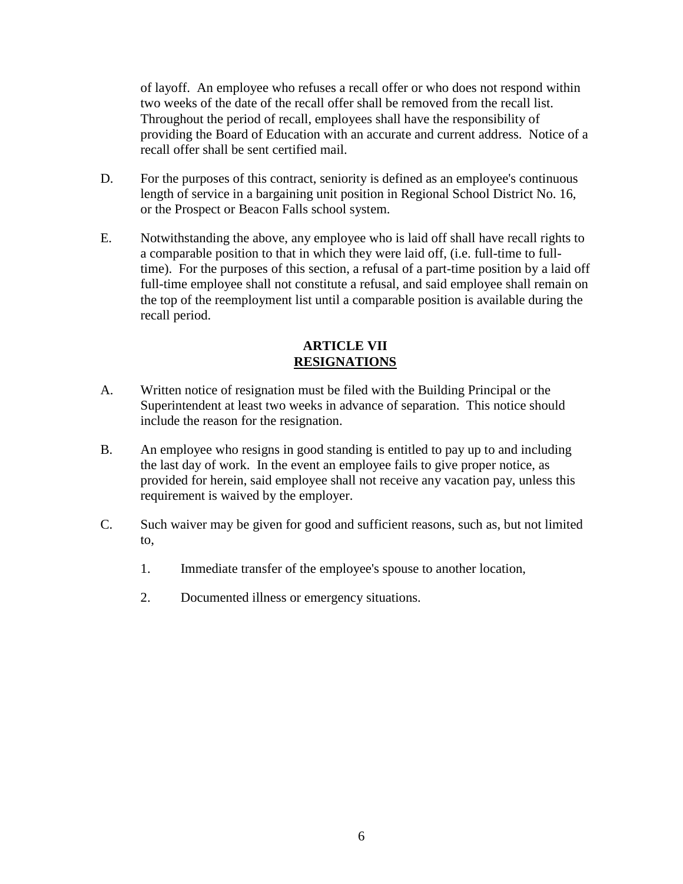of layoff. An employee who refuses a recall offer or who does not respond within two weeks of the date of the recall offer shall be removed from the recall list. Throughout the period of recall, employees shall have the responsibility of providing the Board of Education with an accurate and current address. Notice of a recall offer shall be sent certified mail.

D. For the purposes of this contract, seniority is defined as an employee's continuous length of service in a bargaining unit position in Regional School District No. 16, or the Prospect or Beacon Falls school system.

E. Notwithstanding the above, any employee who is laid off shall have recall rights to a comparable position to that in which they were laid off, (i.e. full-time to full-time). For the purposes of this section, a refusal of a part-time position by a laid off full-time employee shall not constitute a refusal, and said employee shall remain on the top of the reemployment list until a comparable position is available during the recall period.

## ARTICLE VII
## RESIGNATIONS

A. Written notice of resignation must be filed with the Building Principal or the Superintendent at least two weeks in advance of separation. This notice should include the reason for the resignation.

B. An employee who resigns in good standing is entitled to pay up to and including the last day of work. In the event an employee fails to give proper notice, as provided for herein, said employee shall not receive any vacation pay, unless this requirement is waived by the employer.

C. Such waiver may be given for good and sufficient reasons, such as, but not limited to,

   1. Immediate transfer of the employee's spouse to another location,

   2. Documented illness or emergency situations.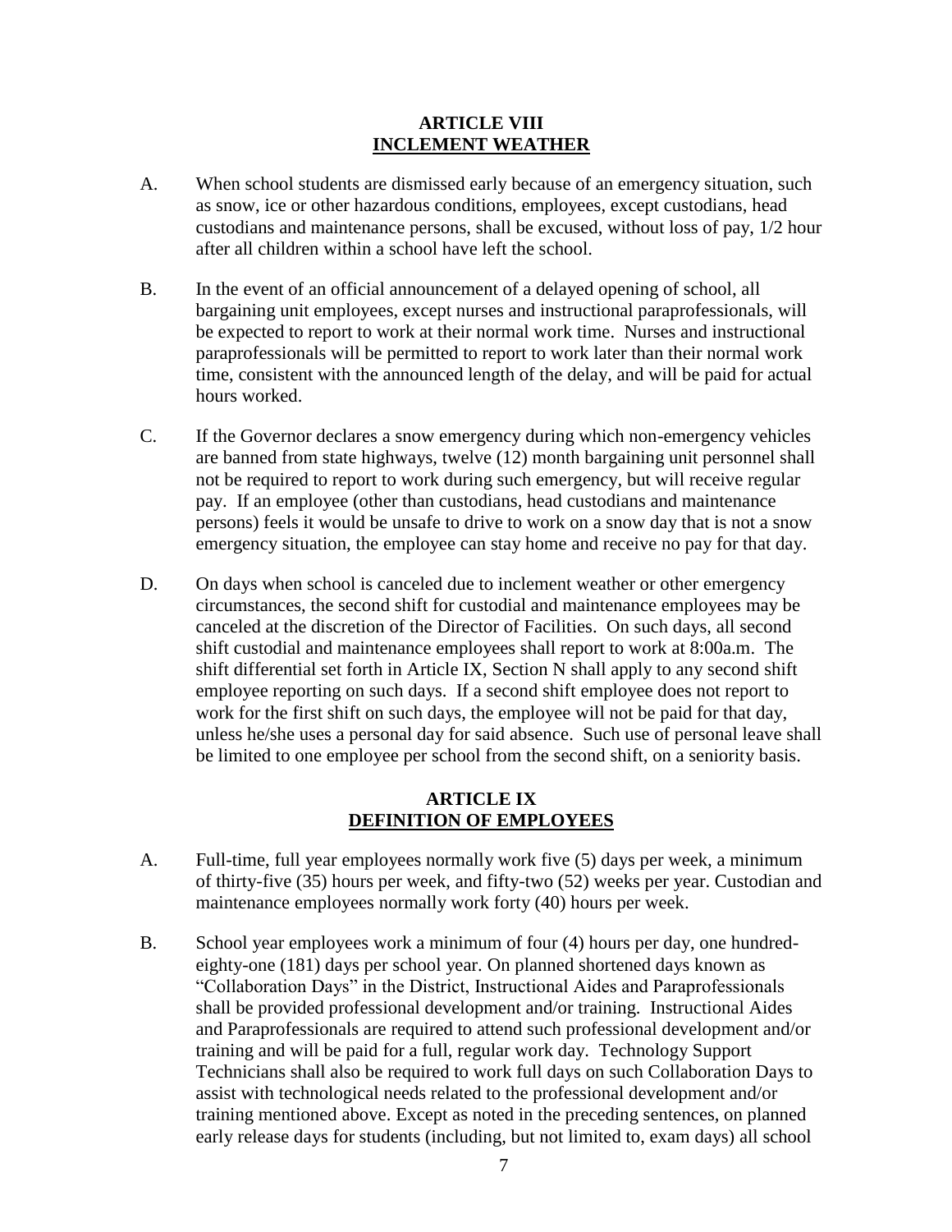## ARTICLE VIII
## INCLEMENT WEATHER

A. When school students are dismissed early because of an emergency situation, such as snow, ice or other hazardous conditions, employees, except custodians, head custodians and maintenance persons, shall be excused, without loss of pay, 1/2 hour after all children within a school have left the school.

B. In the event of an official announcement of a delayed opening of school, all bargaining unit employees, except nurses and instructional paraprofessionals, will be expected to report to work at their normal work time. Nurses and instructional paraprofessionals will be permitted to report to work later than their normal work time, consistent with the announced length of the delay, and will be paid for actual hours worked.

C. If the Governor declares a snow emergency during which non-emergency vehicles are banned from state highways, twelve (12) month bargaining unit personnel shall not be required to report to work during such emergency, but will receive regular pay. If an employee (other than custodians, head custodians and maintenance persons) feels it would be unsafe to drive to work on a snow day that is not a snow emergency situation, the employee can stay home and receive no pay for that day.

D. On days when school is canceled due to inclement weather or other emergency circumstances, the second shift for custodial and maintenance employees may be canceled at the discretion of the Director of Facilities. On such days, all second shift custodial and maintenance employees shall report to work at 8:00a.m. The shift differential set forth in Article IX, Section N shall apply to any second shift employee reporting on such days. If a second shift employee does not report to work for the first shift on such days, the employee will not be paid for that day, unless he/she uses a personal day for said absence. Such use of personal leave shall be limited to one employee per school from the second shift, on a seniority basis.

## ARTICLE IX
## DEFINITION OF EMPLOYEES

A. Full-time, full year employees normally work five (5) days per week, a minimum of thirty-five (35) hours per week, and fifty-two (52) weeks per year. Custodian and maintenance employees normally work forty (40) hours per week.

B. School year employees work a minimum of four (4) hours per day, one hundred-eighty-one (181) days per school year. On planned shortened days known as "Collaboration Days" in the District, Instructional Aides and Paraprofessionals shall be provided professional development and/or training. Instructional Aides and Paraprofessionals are required to attend such professional development and/or training and will be paid for a full, regular work day. Technology Support Technicians shall also be required to work full days on such Collaboration Days to assist with technological needs related to the professional development and/or training mentioned above. Except as noted in the preceding sentences, on planned early release days for students (including, but not limited to, exam days) all school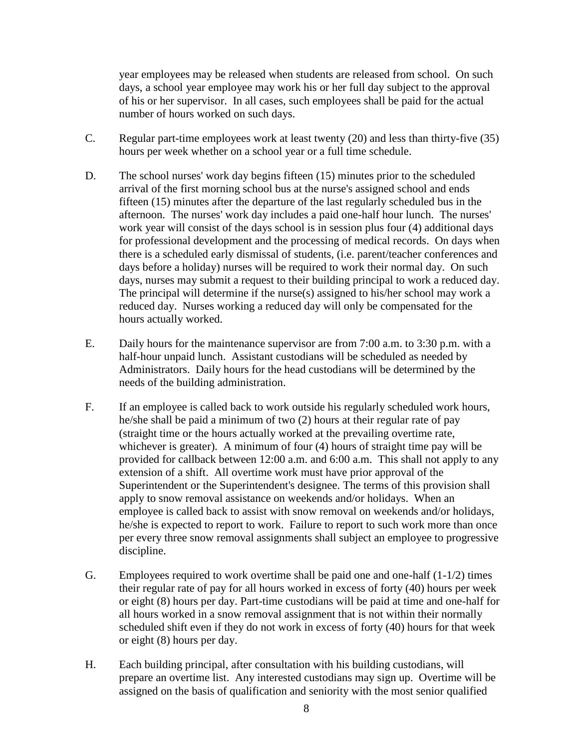year employees may be released when students are released from school. On such days, a school year employee may work his or her full day subject to the approval of his or her supervisor. In all cases, such employees shall be paid for the actual number of hours worked on such days.

C. Regular part-time employees work at least twenty (20) and less than thirty-five (35) hours per week whether on a school year or a full time schedule.

D. The school nurses' work day begins fifteen (15) minutes prior to the scheduled arrival of the first morning school bus at the nurse's assigned school and ends fifteen (15) minutes after the departure of the last regularly scheduled bus in the afternoon. The nurses' work day includes a paid one-half hour lunch. The nurses' work year will consist of the days school is in session plus four (4) additional days for professional development and the processing of medical records. On days when there is a scheduled early dismissal of students, (i.e. parent/teacher conferences and days before a holiday) nurses will be required to work their normal day. On such days, nurses may submit a request to their building principal to work a reduced day. The principal will determine if the nurse(s) assigned to his/her school may work a reduced day. Nurses working a reduced day will only be compensated for the hours actually worked.

E. Daily hours for the maintenance supervisor are from 7:00 a.m. to 3:30 p.m. with a half-hour unpaid lunch. Assistant custodians will be scheduled as needed by Administrators. Daily hours for the head custodians will be determined by the needs of the building administration.

F. If an employee is called back to work outside his regularly scheduled work hours, he/she shall be paid a minimum of two (2) hours at their regular rate of pay (straight time or the hours actually worked at the prevailing overtime rate, whichever is greater). A minimum of four (4) hours of straight time pay will be provided for callback between 12:00 a.m. and 6:00 a.m. This shall not apply to any extension of a shift. All overtime work must have prior approval of the Superintendent or the Superintendent's designee. The terms of this provision shall apply to snow removal assistance on weekends and/or holidays. When an employee is called back to assist with snow removal on weekends and/or holidays, he/she is expected to report to work. Failure to report to such work more than once per every three snow removal assignments shall subject an employee to progressive discipline.

G. Employees required to work overtime shall be paid one and one-half (1-1/2) times their regular rate of pay for all hours worked in excess of forty (40) hours per week or eight (8) hours per day. Part-time custodians will be paid at time and one-half for all hours worked in a snow removal assignment that is not within their normally scheduled shift even if they do not work in excess of forty (40) hours for that week or eight (8) hours per day.

H. Each building principal, after consultation with his building custodians, will prepare an overtime list. Any interested custodians may sign up. Overtime will be assigned on the basis of qualification and seniority with the most senior qualified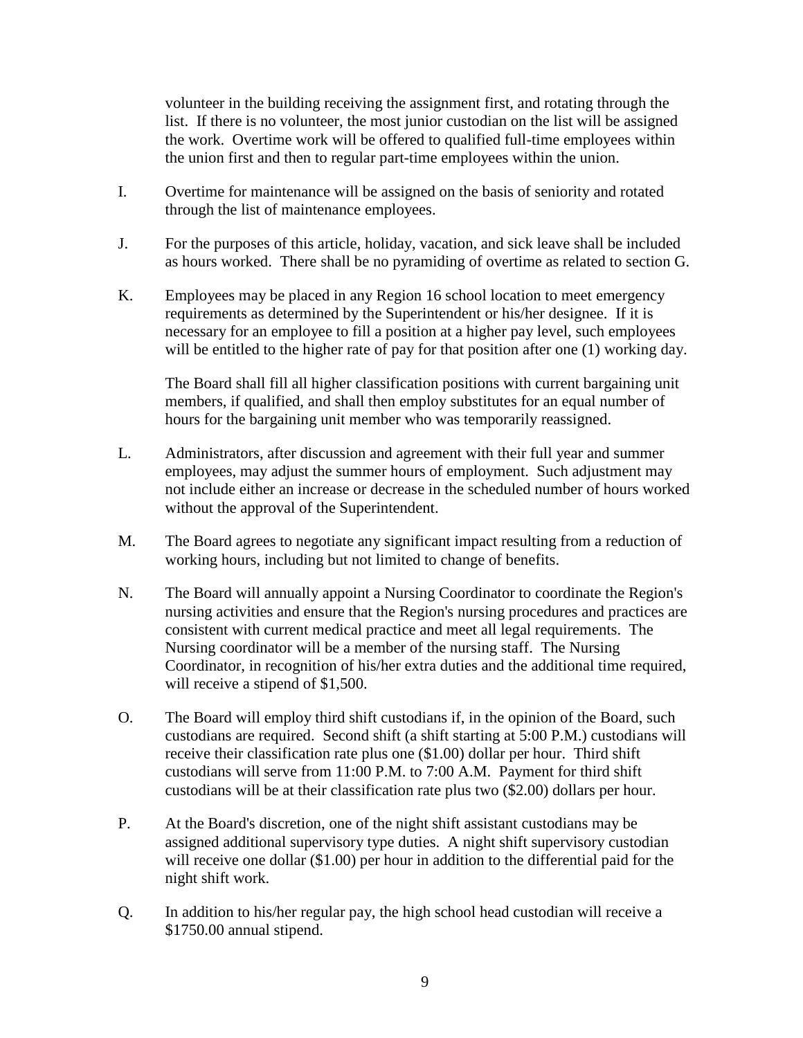volunteer in the building receiving the assignment first, and rotating through the list. If there is no volunteer, the most junior custodian on the list will be assigned the work. Overtime work will be offered to qualified full-time employees within the union first and then to regular part-time employees within the union.

I. Overtime for maintenance will be assigned on the basis of seniority and rotated through the list of maintenance employees.

J. For the purposes of this article, holiday, vacation, and sick leave shall be included as hours worked. There shall be no pyramiding of overtime as related to section G.

K. Employees may be placed in any Region 16 school location to meet emergency requirements as determined by the Superintendent or his/her designee. If it is necessary for an employee to fill a position at a higher pay level, such employees will be entitled to the higher rate of pay for that position after one (1) working day.

   The Board shall fill all higher classification positions with current bargaining unit members, if qualified, and shall then employ substitutes for an equal number of hours for the bargaining unit member who was temporarily reassigned.

L. Administrators, after discussion and agreement with their full year and summer employees, may adjust the summer hours of employment. Such adjustment may not include either an increase or decrease in the scheduled number of hours worked without the approval of the Superintendent.

M. The Board agrees to negotiate any significant impact resulting from a reduction of working hours, including but not limited to change of benefits.

N. The Board will annually appoint a Nursing Coordinator to coordinate the Region's nursing activities and ensure that the Region's nursing procedures and practices are consistent with current medical practice and meet all legal requirements. The Nursing coordinator will be a member of the nursing staff. The Nursing Coordinator, in recognition of his/her extra duties and the additional time required, will receive a stipend of $1,500.

O. The Board will employ third shift custodians if, in the opinion of the Board, such custodians are required. Second shift (a shift starting at 5:00 P.M.) custodians will receive their classification rate plus one ($1.00) dollar per hour. Third shift custodians will serve from 11:00 P.M. to 7:00 A.M. Payment for third shift custodians will be at their classification rate plus two ($2.00) dollars per hour.

P. At the Board's discretion, one of the night shift assistant custodians may be assigned additional supervisory type duties. A night shift supervisory custodian will receive one dollar ($1.00) per hour in addition to the differential paid for the night shift work.

Q. In addition to his/her regular pay, the high school head custodian will receive a $1750.00 annual stipend.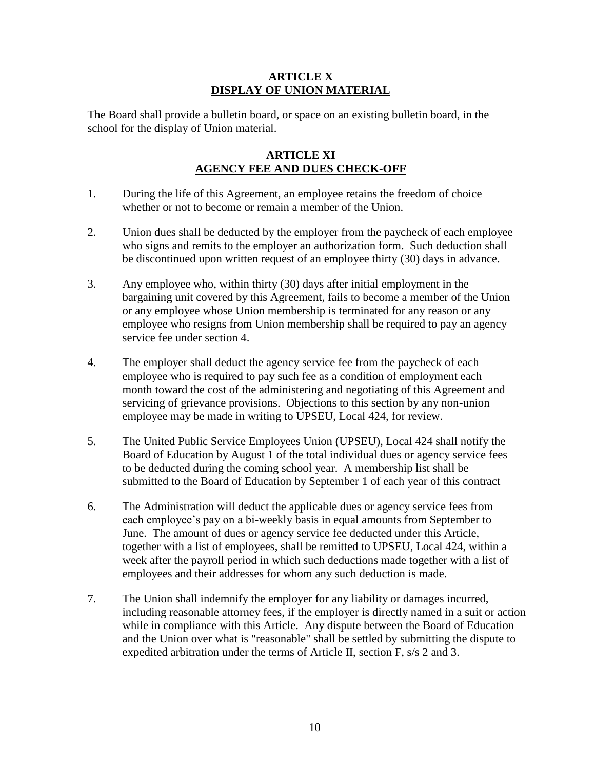## ARTICLE X
## DISPLAY OF UNION MATERIAL

The Board shall provide a bulletin board, or space on an existing bulletin board, in the school for the display of Union material.

## ARTICLE XI
## AGENCY FEE AND DUES CHECK-OFF

1. During the life of this Agreement, an employee retains the freedom of choice whether or not to become or remain a member of the Union.

2. Union dues shall be deducted by the employer from the paycheck of each employee who signs and remits to the employer an authorization form. Such deduction shall be discontinued upon written request of an employee thirty (30) days in advance.

3. Any employee who, within thirty (30) days after initial employment in the bargaining unit covered by this Agreement, fails to become a member of the Union or any employee whose Union membership is terminated for any reason or any employee who resigns from Union membership shall be required to pay an agency service fee under section 4.

4. The employer shall deduct the agency service fee from the paycheck of each employee who is required to pay such fee as a condition of employment each month toward the cost of the administering and negotiating of this Agreement and servicing of grievance provisions. Objections to this section by any non-union employee may be made in writing to UPSEU, Local 424, for review.

5. The United Public Service Employees Union (UPSEU), Local 424 shall notify the Board of Education by August 1 of the total individual dues or agency service fees to be deducted during the coming school year. A membership list shall be submitted to the Board of Education by September 1 of each year of this contract

6. The Administration will deduct the applicable dues or agency service fees from each employee's pay on a bi-weekly basis in equal amounts from September to June. The amount of dues or agency service fee deducted under this Article, together with a list of employees, shall be remitted to UPSEU, Local 424, within a week after the payroll period in which such deductions made together with a list of employees and their addresses for whom any such deduction is made.

7. The Union shall indemnify the employer for any liability or damages incurred, including reasonable attorney fees, if the employer is directly named in a suit or action while in compliance with this Article. Any dispute between the Board of Education and the Union over what is "reasonable" shall be settled by submitting the dispute to expedited arbitration under the terms of Article II, section F, s/s 2 and 3.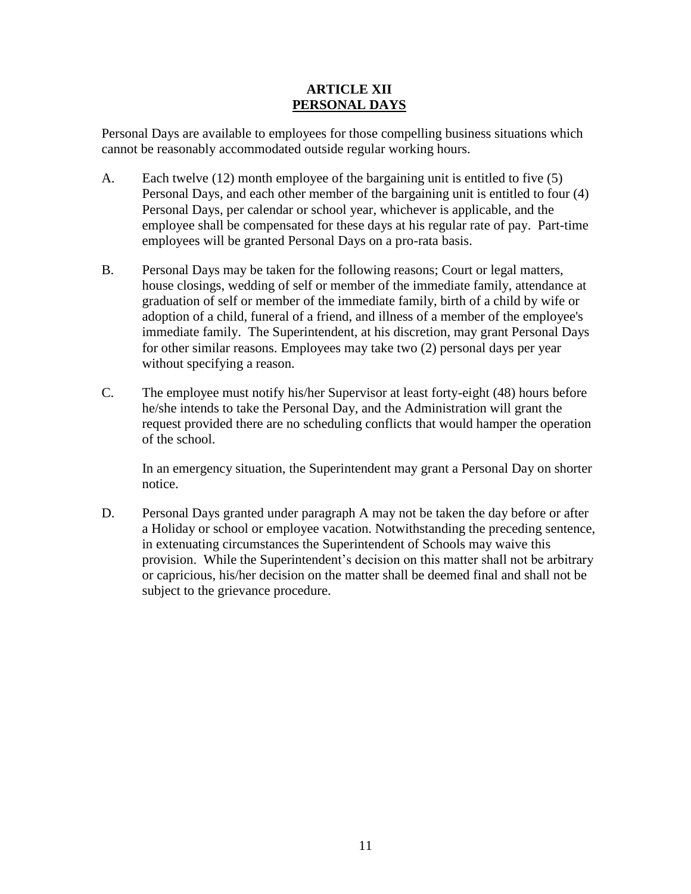## ARTICLE XII
## PERSONAL DAYS

Personal Days are available to employees for those compelling business situations which cannot be reasonably accommodated outside regular working hours.

A. Each twelve (12) month employee of the bargaining unit is entitled to five (5) Personal Days, and each other member of the bargaining unit is entitled to four (4) Personal Days, per calendar or school year, whichever is applicable, and the employee shall be compensated for these days at his regular rate of pay. Part-time employees will be granted Personal Days on a pro-rata basis.

B. Personal Days may be taken for the following reasons; Court or legal matters, house closings, wedding of self or member of the immediate family, attendance at graduation of self or member of the immediate family, birth of a child by wife or adoption of a child, funeral of a friend, and illness of a member of the employee's immediate family. The Superintendent, at his discretion, may grant Personal Days for other similar reasons. Employees may take two (2) personal days per year without specifying a reason.

C. The employee must notify his/her Supervisor at least forty-eight (48) hours before he/she intends to take the Personal Day, and the Administration will grant the request provided there are no scheduling conflicts that would hamper the operation of the school.

   In an emergency situation, the Superintendent may grant a Personal Day on shorter notice.

D. Personal Days granted under paragraph A may not be taken the day before or after a Holiday or school or employee vacation. Notwithstanding the preceding sentence, in extenuating circumstances the Superintendent of Schools may waive this provision. While the Superintendent's decision on this matter shall not be arbitrary or capricious, his/her decision on the matter shall be deemed final and shall not be subject to the grievance procedure.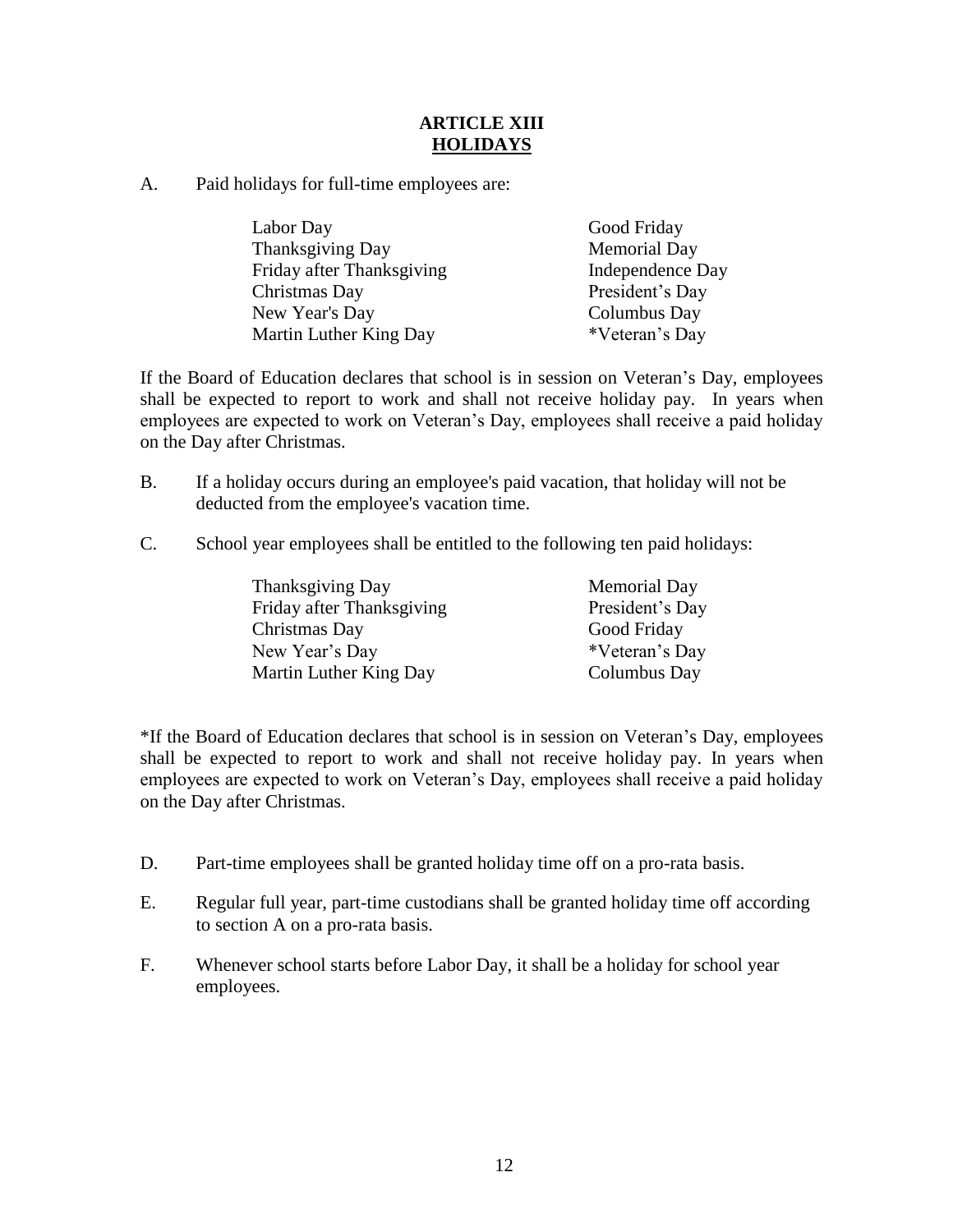# ARTICLE XIII
## HOLIDAYS

A. Paid holidays for full-time employees are:

| | |
|---|---|
| Labor Day | Good Friday |
| Thanksgiving Day | Memorial Day |
| Friday after Thanksgiving | Independence Day |
| Christmas Day | President's Day |
| New Year's Day | Columbus Day |
| Martin Luther King Day | *Veteran's Day |

If the Board of Education declares that school is in session on Veteran's Day, employees shall be expected to report to work and shall not receive holiday pay. In years when employees are expected to work on Veteran's Day, employees shall receive a paid holiday on the Day after Christmas.

B. If a holiday occurs during an employee's paid vacation, that holiday will not be deducted from the employee's vacation time.

C. School year employees shall be entitled to the following ten paid holidays:

| | |
|---|---|
| Thanksgiving Day | Memorial Day |
| Friday after Thanksgiving | President's Day |
| Christmas Day | Good Friday |
| New Year's Day | *Veteran's Day |
| Martin Luther King Day | Columbus Day |

*If the Board of Education declares that school is in session on Veteran's Day, employees shall be expected to report to work and shall not receive holiday pay. In years when employees are expected to work on Veteran's Day, employees shall receive a paid holiday on the Day after Christmas.

D. Part-time employees shall be granted holiday time off on a pro-rata basis.

E. Regular full year, part-time custodians shall be granted holiday time off according to section A on a pro-rata basis.

F. Whenever school starts before Labor Day, it shall be a holiday for school year employees.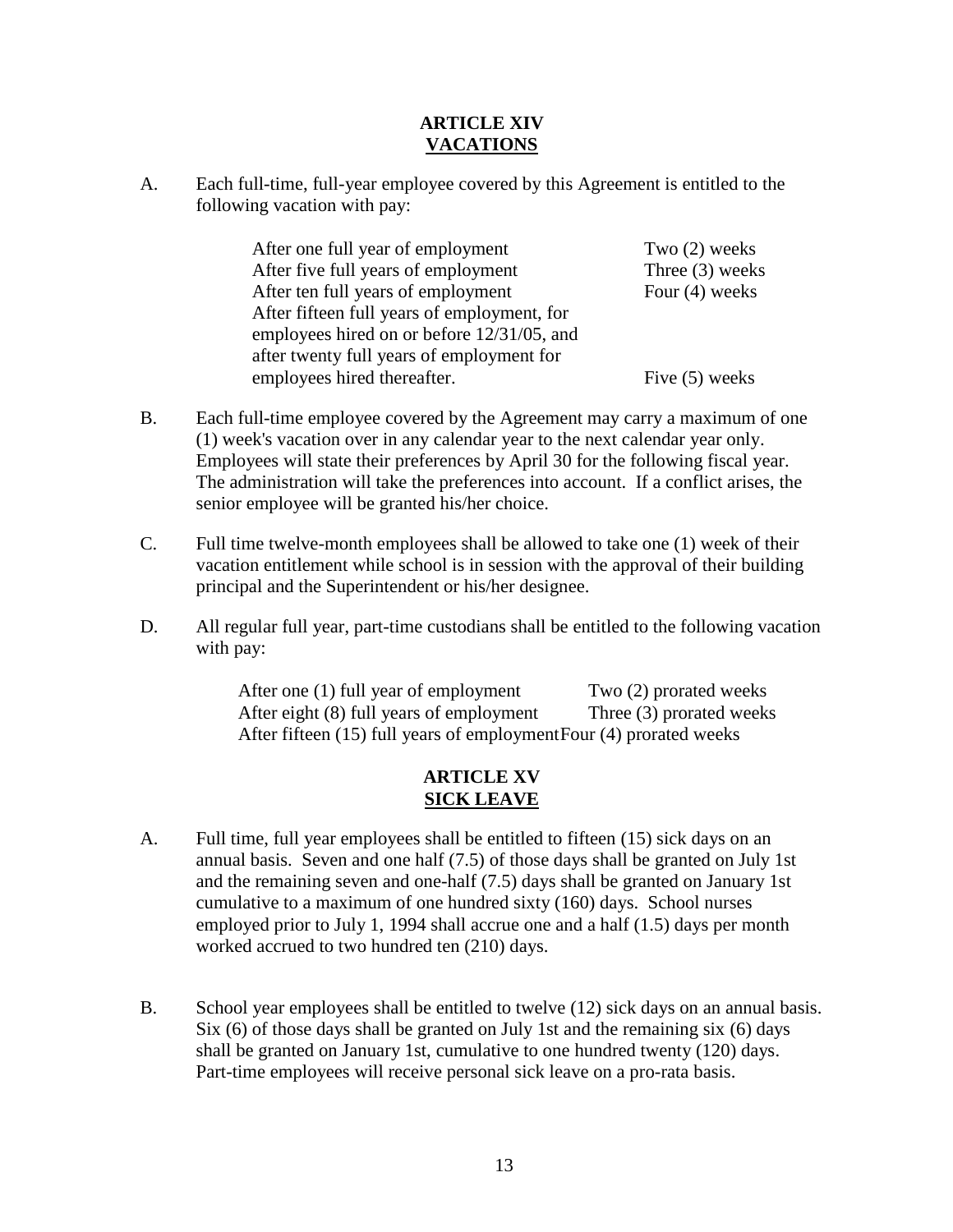## ARTICLE XIV
## VACATIONS

A. Each full-time, full-year employee covered by this Agreement is entitled to the following vacation with pay:

| | |
|---|---|
| After one full year of employment | Two (2) weeks |
| After five full years of employment | Three (3) weeks |
| After ten full years of employment | Four (4) weeks |
| After fifteen full years of employment, for employees hired on or before 12/31/05, and after twenty full years of employment for employees hired thereafter. | Five (5) weeks |

B. Each full-time employee covered by the Agreement may carry a maximum of one (1) week's vacation over in any calendar year to the next calendar year only. Employees will state their preferences by April 30 for the following fiscal year. The administration will take the preferences into account. If a conflict arises, the senior employee will be granted his/her choice.

C. Full time twelve-month employees shall be allowed to take one (1) week of their vacation entitlement while school is in session with the approval of their building principal and the Superintendent or his/her designee.

D. All regular full year, part-time custodians shall be entitled to the following vacation with pay:

| | |
|---|---|
| After one (1) full year of employment | Two (2) prorated weeks |
| After eight (8) full years of employment | Three (3) prorated weeks |
| After fifteen (15) full years of employment | Four (4) prorated weeks |

## ARTICLE XV
## SICK LEAVE

A. Full time, full year employees shall be entitled to fifteen (15) sick days on an annual basis. Seven and one half (7.5) of those days shall be granted on July 1st and the remaining seven and one-half (7.5) days shall be granted on January 1st cumulative to a maximum of one hundred sixty (160) days. School nurses employed prior to July 1, 1994 shall accrue one and a half (1.5) days per month worked accrued to two hundred ten (210) days.

B. School year employees shall be entitled to twelve (12) sick days on an annual basis. Six (6) of those days shall be granted on July 1st and the remaining six (6) days shall be granted on January 1st, cumulative to one hundred twenty (120) days. Part-time employees will receive personal sick leave on a pro-rata basis.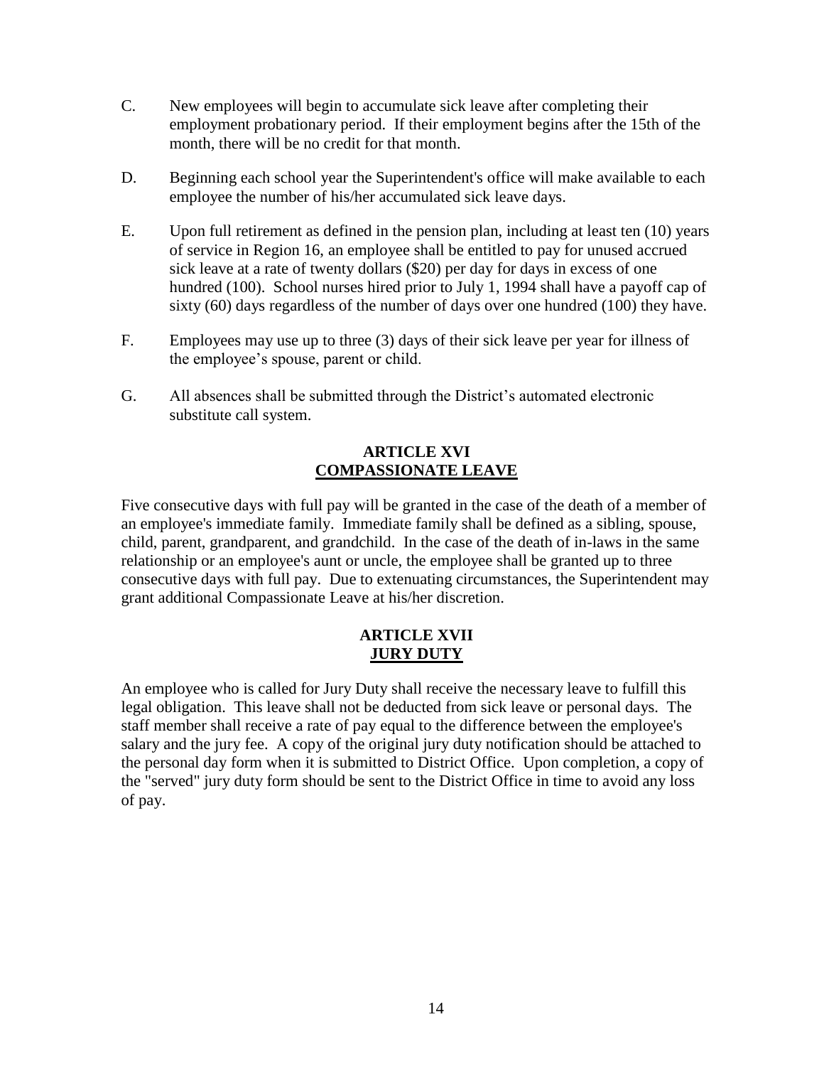C. New employees will begin to accumulate sick leave after completing their employment probationary period. If their employment begins after the 15th of the month, there will be no credit for that month.

D. Beginning each school year the Superintendent's office will make available to each employee the number of his/her accumulated sick leave days.

E. Upon full retirement as defined in the pension plan, including at least ten (10) years of service in Region 16, an employee shall be entitled to pay for unused accrued sick leave at a rate of twenty dollars ($20) per day for days in excess of one hundred (100). School nurses hired prior to July 1, 1994 shall have a payoff cap of sixty (60) days regardless of the number of days over one hundred (100) they have.

F. Employees may use up to three (3) days of their sick leave per year for illness of the employee's spouse, parent or child.

G. All absences shall be submitted through the District's automated electronic substitute call system.

## ARTICLE XVI
## COMPASSIONATE LEAVE

Five consecutive days with full pay will be granted in the case of the death of a member of an employee's immediate family. Immediate family shall be defined as a sibling, spouse, child, parent, grandparent, and grandchild. In the case of the death of in-laws in the same relationship or an employee's aunt or uncle, the employee shall be granted up to three consecutive days with full pay. Due to extenuating circumstances, the Superintendent may grant additional Compassionate Leave at his/her discretion.

## ARTICLE XVII
## JURY DUTY

An employee who is called for Jury Duty shall receive the necessary leave to fulfill this legal obligation. This leave shall not be deducted from sick leave or personal days. The staff member shall receive a rate of pay equal to the difference between the employee's salary and the jury fee. A copy of the original jury duty notification should be attached to the personal day form when it is submitted to District Office. Upon completion, a copy of the "served" jury duty form should be sent to the District Office in time to avoid any loss of pay.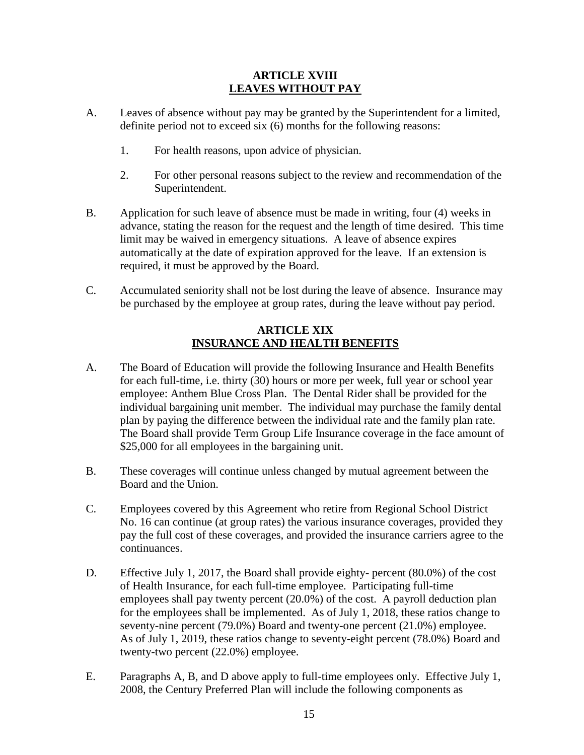## ARTICLE XVIII
## LEAVES WITHOUT PAY

A. Leaves of absence without pay may be granted by the Superintendent for a limited, definite period not to exceed six (6) months for the following reasons:

   1. For health reasons, upon advice of physician.

   2. For other personal reasons subject to the review and recommendation of the Superintendent.

B. Application for such leave of absence must be made in writing, four (4) weeks in advance, stating the reason for the request and the length of time desired. This time limit may be waived in emergency situations. A leave of absence expires automatically at the date of expiration approved for the leave. If an extension is required, it must be approved by the Board.

C. Accumulated seniority shall not be lost during the leave of absence. Insurance may be purchased by the employee at group rates, during the leave without pay period.

## ARTICLE XIX
## INSURANCE AND HEALTH BENEFITS

A. The Board of Education will provide the following Insurance and Health Benefits for each full-time, i.e. thirty (30) hours or more per week, full year or school year employee: Anthem Blue Cross Plan. The Dental Rider shall be provided for the individual bargaining unit member. The individual may purchase the family dental plan by paying the difference between the individual rate and the family plan rate. The Board shall provide Term Group Life Insurance coverage in the face amount of $25,000 for all employees in the bargaining unit.

B. These coverages will continue unless changed by mutual agreement between the Board and the Union.

C. Employees covered by this Agreement who retire from Regional School District No. 16 can continue (at group rates) the various insurance coverages, provided they pay the full cost of these coverages, and provided the insurance carriers agree to the continuances.

D. Effective July 1, 2017, the Board shall provide eighty- percent (80.0%) of the cost of Health Insurance, for each full-time employee. Participating full-time employees shall pay twenty percent (20.0%) of the cost. A payroll deduction plan for the employees shall be implemented. As of July 1, 2018, these ratios change to seventy-nine percent (79.0%) Board and twenty-one percent (21.0%) employee. As of July 1, 2019, these ratios change to seventy-eight percent (78.0%) Board and twenty-two percent (22.0%) employee.

E. Paragraphs A, B, and D above apply to full-time employees only. Effective July 1, 2008, the Century Preferred Plan will include the following components as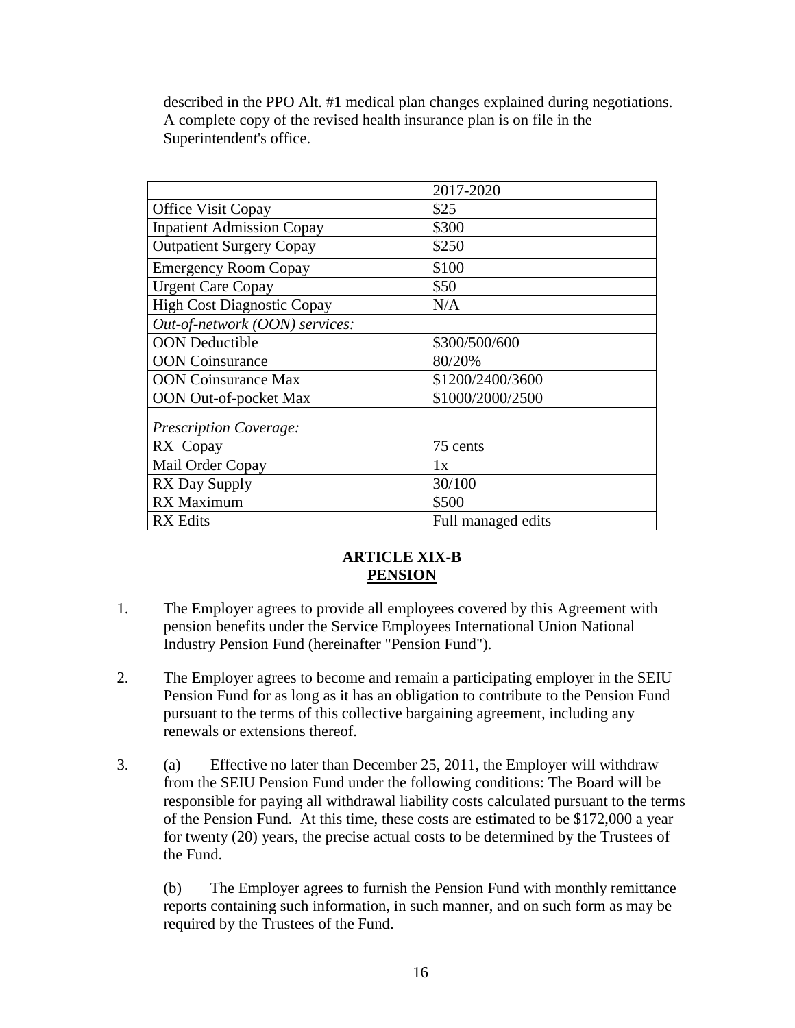described in the PPO Alt. #1 medical plan changes explained during negotiations. A complete copy of the revised health insurance plan is on file in the Superintendent's office.

| | 2017-2020 |
|---|---|
| Office Visit Copay | $25 |
| Inpatient Admission Copay | $300 |
| Outpatient Surgery Copay | $250 |
| Emergency Room Copay | $100 |
| Urgent Care Copay | $50 |
| High Cost Diagnostic Copay | N/A |
| *Out-of-network (OON) services:* | |
| OON Deductible | $300/500/600 |
| OON Coinsurance | 80/20% |
| OON Coinsurance Max | $1200/2400/3600 |
| OON Out-of-pocket Max | $1000/2000/2500 |
| *Prescription Coverage:* | |
| RX Copay | 75 cents |
| Mail Order Copay | 1x |
| RX Day Supply | 30/100 |
| RX Maximum | $500 |
| RX Edits | Full managed edits |

## ARTICLE XIX-B
## PENSION

1. The Employer agrees to provide all employees covered by this Agreement with pension benefits under the Service Employees International Union National Industry Pension Fund (hereinafter "Pension Fund").

2. The Employer agrees to become and remain a participating employer in the SEIU Pension Fund for as long as it has an obligation to contribute to the Pension Fund pursuant to the terms of this collective bargaining agreement, including any renewals or extensions thereof.

3. (a) Effective no later than December 25, 2011, the Employer will withdraw from the SEIU Pension Fund under the following conditions: The Board will be responsible for paying all withdrawal liability costs calculated pursuant to the terms of the Pension Fund. At this time, these costs are estimated to be $172,000 a year for twenty (20) years, the precise actual costs to be determined by the Trustees of the Fund.

   (b) The Employer agrees to furnish the Pension Fund with monthly remittance reports containing such information, in such manner, and on such form as may be required by the Trustees of the Fund.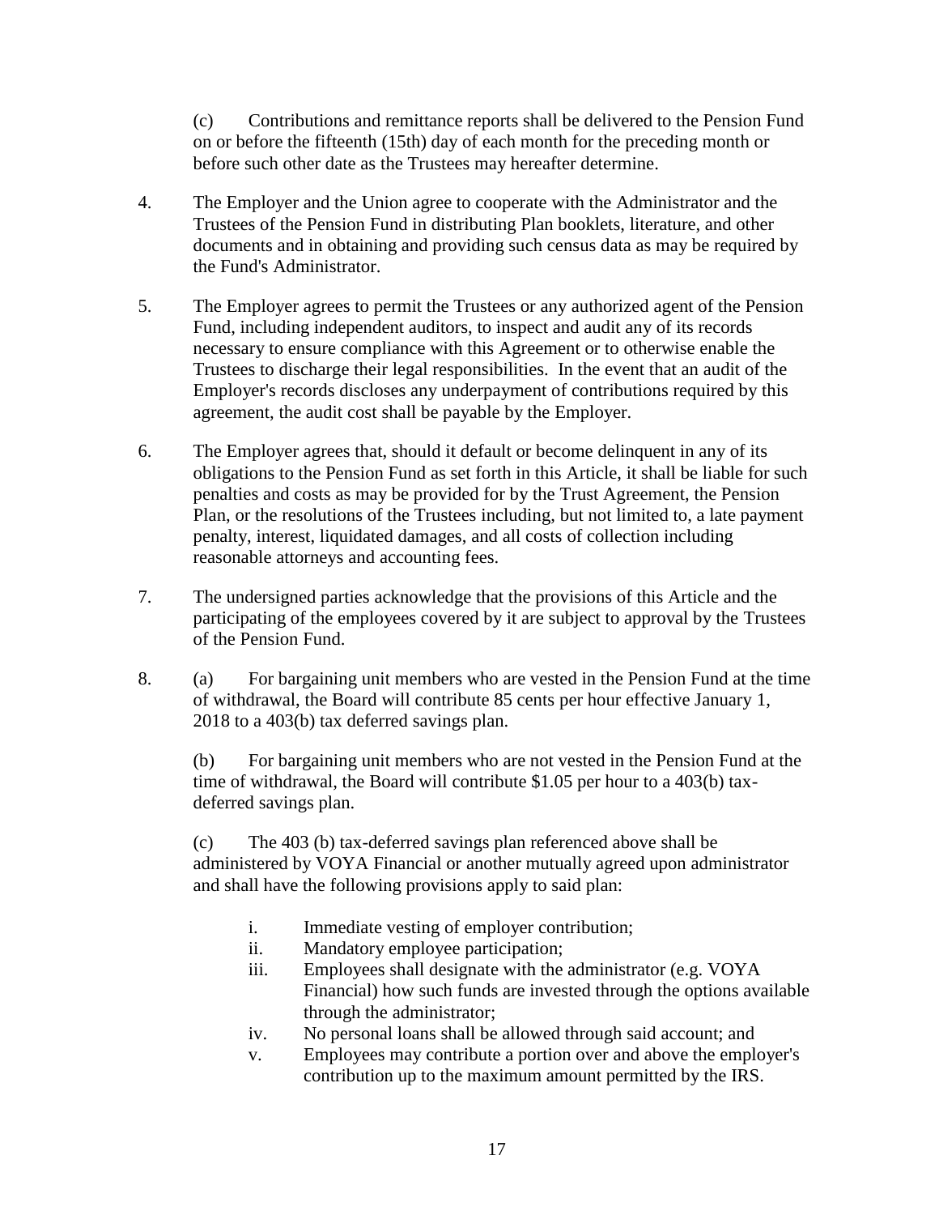(c) Contributions and remittance reports shall be delivered to the Pension Fund on or before the fifteenth (15th) day of each month for the preceding month or before such other date as the Trustees may hereafter determine.

4. The Employer and the Union agree to cooperate with the Administrator and the Trustees of the Pension Fund in distributing Plan booklets, literature, and other documents and in obtaining and providing such census data as may be required by the Fund's Administrator.

5. The Employer agrees to permit the Trustees or any authorized agent of the Pension Fund, including independent auditors, to inspect and audit any of its records necessary to ensure compliance with this Agreement or to otherwise enable the Trustees to discharge their legal responsibilities. In the event that an audit of the Employer's records discloses any underpayment of contributions required by this agreement, the audit cost shall be payable by the Employer.

6. The Employer agrees that, should it default or become delinquent in any of its obligations to the Pension Fund as set forth in this Article, it shall be liable for such penalties and costs as may be provided for by the Trust Agreement, the Pension Plan, or the resolutions of the Trustees including, but not limited to, a late payment penalty, interest, liquidated damages, and all costs of collection including reasonable attorneys and accounting fees.

7. The undersigned parties acknowledge that the provisions of this Article and the participating of the employees covered by it are subject to approval by the Trustees of the Pension Fund.

8. (a) For bargaining unit members who are vested in the Pension Fund at the time of withdrawal, the Board will contribute 85 cents per hour effective January 1, 2018 to a 403(b) tax deferred savings plan.

   (b) For bargaining unit members who are not vested in the Pension Fund at the time of withdrawal, the Board will contribute $1.05 per hour to a 403(b) tax-deferred savings plan.

   (c) The 403 (b) tax-deferred savings plan referenced above shall be administered by VOYA Financial or another mutually agreed upon administrator and shall have the following provisions apply to said plan:

   i. Immediate vesting of employer contribution;
   ii. Mandatory employee participation;
   iii. Employees shall designate with the administrator (e.g. VOYA Financial) how such funds are invested through the options available through the administrator;
   iv. No personal loans shall be allowed through said account; and
   v. Employees may contribute a portion over and above the employer's contribution up to the maximum amount permitted by the IRS.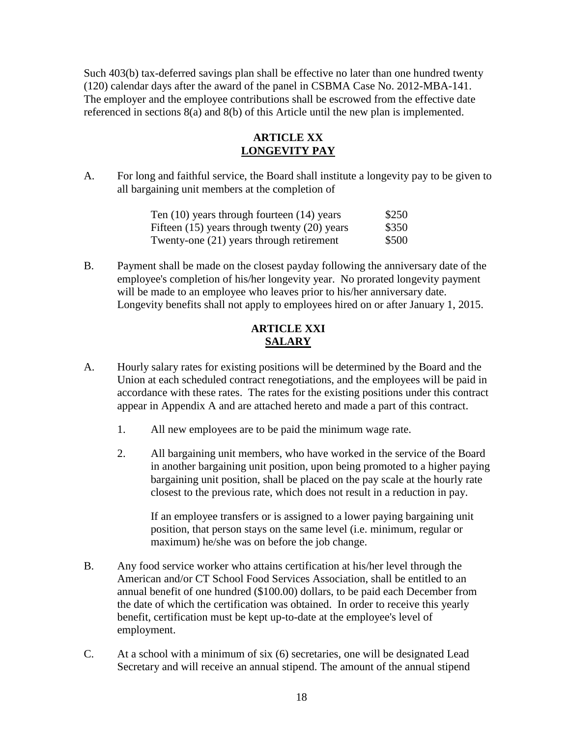Such 403(b) tax-deferred savings plan shall be effective no later than one hundred twenty (120) calendar days after the award of the panel in CSBMA Case No. 2012-MBA-141. The employer and the employee contributions shall be escrowed from the effective date referenced in sections 8(a) and 8(b) of this Article until the new plan is implemented.

## ARTICLE XX
## LONGEVITY PAY

A. For long and faithful service, the Board shall institute a longevity pay to be given to all bargaining unit members at the completion of

| | |
|---|---|
| Ten (10) years through fourteen (14) years | $250 |
| Fifteen (15) years through twenty (20) years | $350 |
| Twenty-one (21) years through retirement | $500 |

B. Payment shall be made on the closest payday following the anniversary date of the employee's completion of his/her longevity year. No prorated longevity payment will be made to an employee who leaves prior to his/her anniversary date. Longevity benefits shall not apply to employees hired on or after January 1, 2015.

## ARTICLE XXI
## SALARY

A. Hourly salary rates for existing positions will be determined by the Board and the Union at each scheduled contract renegotiations, and the employees will be paid in accordance with these rates. The rates for the existing positions under this contract appear in Appendix A and are attached hereto and made a part of this contract.

1. All new employees are to be paid the minimum wage rate.

2. All bargaining unit members, who have worked in the service of the Board in another bargaining unit position, upon being promoted to a higher paying bargaining unit position, shall be placed on the pay scale at the hourly rate closest to the previous rate, which does not result in a reduction in pay.

   If an employee transfers or is assigned to a lower paying bargaining unit position, that person stays on the same level (i.e. minimum, regular or maximum) he/she was on before the job change.

B. Any food service worker who attains certification at his/her level through the American and/or CT School Food Services Association, shall be entitled to an annual benefit of one hundred ($100.00) dollars, to be paid each December from the date of which the certification was obtained. In order to receive this yearly benefit, certification must be kept up-to-date at the employee's level of employment.

C. At a school with a minimum of six (6) secretaries, one will be designated Lead Secretary and will receive an annual stipend. The amount of the annual stipend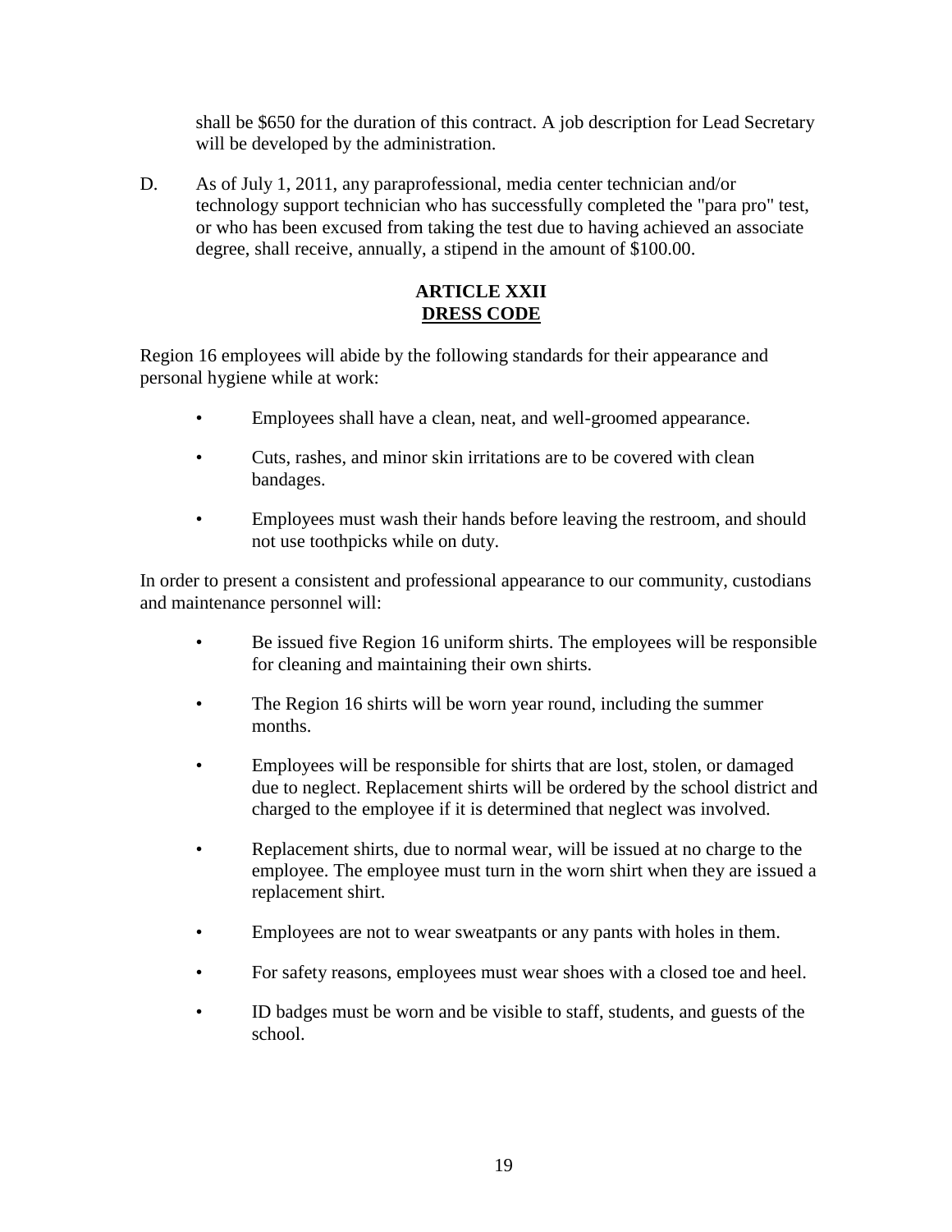shall be $650 for the duration of this contract. A job description for Lead Secretary will be developed by the administration.

D. As of July 1, 2011, any paraprofessional, media center technician and/or technology support technician who has successfully completed the "para pro" test, or who has been excused from taking the test due to having achieved an associate degree, shall receive, annually, a stipend in the amount of $100.00.

## ARTICLE XXII
## DRESS CODE

Region 16 employees will abide by the following standards for their appearance and personal hygiene while at work:

- Employees shall have a clean, neat, and well-groomed appearance.
- Cuts, rashes, and minor skin irritations are to be covered with clean bandages.
- Employees must wash their hands before leaving the restroom, and should not use toothpicks while on duty.

In order to present a consistent and professional appearance to our community, custodians and maintenance personnel will:

- Be issued five Region 16 uniform shirts. The employees will be responsible for cleaning and maintaining their own shirts.
- The Region 16 shirts will be worn year round, including the summer months.
- Employees will be responsible for shirts that are lost, stolen, or damaged due to neglect. Replacement shirts will be ordered by the school district and charged to the employee if it is determined that neglect was involved.
- Replacement shirts, due to normal wear, will be issued at no charge to the employee. The employee must turn in the worn shirt when they are issued a replacement shirt.
- Employees are not to wear sweatpants or any pants with holes in them.
- For safety reasons, employees must wear shoes with a closed toe and heel.
- ID badges must be worn and be visible to staff, students, and guests of the school.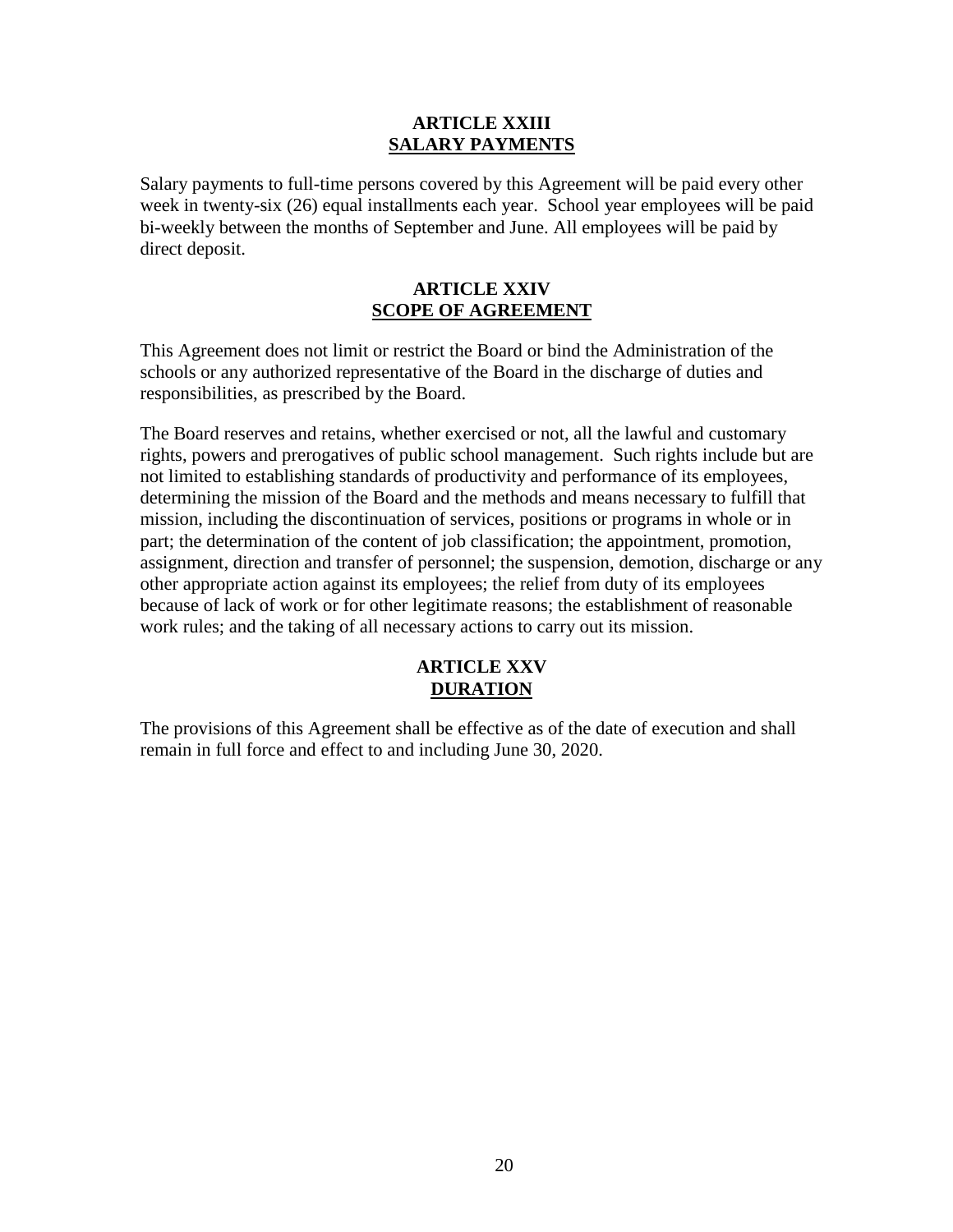## ARTICLE XXIII
## SALARY PAYMENTS

Salary payments to full-time persons covered by this Agreement will be paid every other week in twenty-six (26) equal installments each year. School year employees will be paid bi-weekly between the months of September and June. All employees will be paid by direct deposit.

## ARTICLE XXIV
## SCOPE OF AGREEMENT

This Agreement does not limit or restrict the Board or bind the Administration of the schools or any authorized representative of the Board in the discharge of duties and responsibilities, as prescribed by the Board.

The Board reserves and retains, whether exercised or not, all the lawful and customary rights, powers and prerogatives of public school management. Such rights include but are not limited to establishing standards of productivity and performance of its employees, determining the mission of the Board and the methods and means necessary to fulfill that mission, including the discontinuation of services, positions or programs in whole or in part; the determination of the content of job classification; the appointment, promotion, assignment, direction and transfer of personnel; the suspension, demotion, discharge or any other appropriate action against its employees; the relief from duty of its employees because of lack of work or for other legitimate reasons; the establishment of reasonable work rules; and the taking of all necessary actions to carry out its mission.

## ARTICLE XXV
## DURATION

The provisions of this Agreement shall be effective as of the date of execution and shall remain in full force and effect to and including June 30, 2020.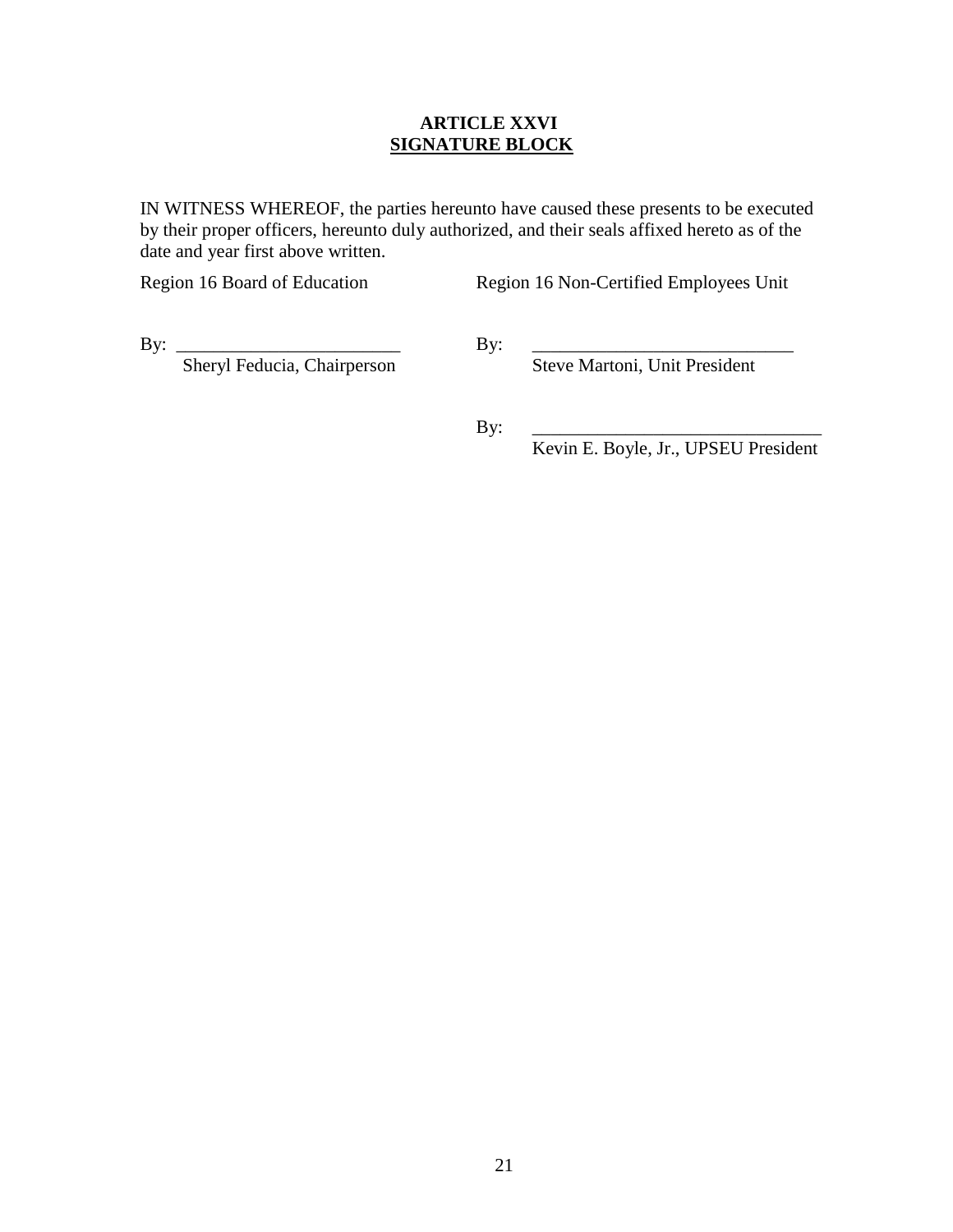## ARTICLE XXVI
## SIGNATURE BLOCK

IN WITNESS WHEREOF, the parties hereunto have caused these presents to be executed by their proper officers, hereunto duly authorized, and their seals affixed hereto as of the date and year first above written.

| Region 16 Board of Education | Region 16 Non-Certified Employees Unit |
|---|---|
| By: ________________________ | By: ____________________________ |
| Sheryl Feducia, Chairperson | Steve Martoni, Unit President |
| | By: ______________________________ |
| | Kevin E. Boyle, Jr., UPSEU President |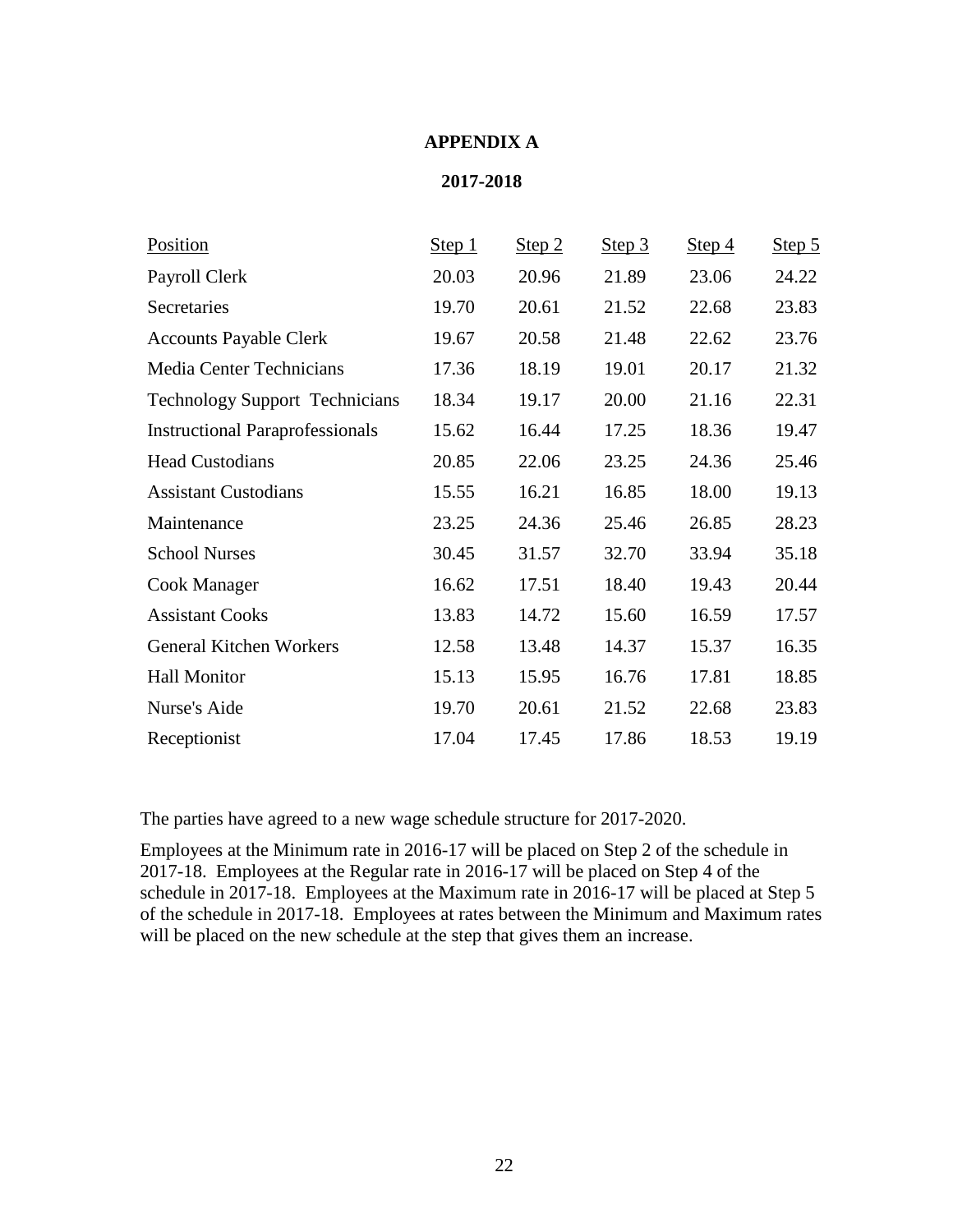# APPENDIX A

## 2017-2018

| Position | Step 1 | Step 2 | Step 3 | Step 4 | Step 5 |
|---|---|---|---|---|---|
| Payroll Clerk | 20.03 | 20.96 | 21.89 | 23.06 | 24.22 |
| Secretaries | 19.70 | 20.61 | 21.52 | 22.68 | 23.83 |
| Accounts Payable Clerk | 19.67 | 20.58 | 21.48 | 22.62 | 23.76 |
| Media Center Technicians | 17.36 | 18.19 | 19.01 | 20.17 | 21.32 |
| Technology Support Technicians | 18.34 | 19.17 | 20.00 | 21.16 | 22.31 |
| Instructional Paraprofessionals | 15.62 | 16.44 | 17.25 | 18.36 | 19.47 |
| Head Custodians | 20.85 | 22.06 | 23.25 | 24.36 | 25.46 |
| Assistant Custodians | 15.55 | 16.21 | 16.85 | 18.00 | 19.13 |
| Maintenance | 23.25 | 24.36 | 25.46 | 26.85 | 28.23 |
| School Nurses | 30.45 | 31.57 | 32.70 | 33.94 | 35.18 |
| Cook Manager | 16.62 | 17.51 | 18.40 | 19.43 | 20.44 |
| Assistant Cooks | 13.83 | 14.72 | 15.60 | 16.59 | 17.57 |
| General Kitchen Workers | 12.58 | 13.48 | 14.37 | 15.37 | 16.35 |
| Hall Monitor | 15.13 | 15.95 | 16.76 | 17.81 | 18.85 |
| Nurse's Aide | 19.70 | 20.61 | 21.52 | 22.68 | 23.83 |
| Receptionist | 17.04 | 17.45 | 17.86 | 18.53 | 19.19 |

The parties have agreed to a new wage schedule structure for 2017-2020.

Employees at the Minimum rate in 2016-17 will be placed on Step 2 of the schedule in 2017-18. Employees at the Regular rate in 2016-17 will be placed on Step 4 of the schedule in 2017-18. Employees at the Maximum rate in 2016-17 will be placed at Step 5 of the schedule in 2017-18. Employees at rates between the Minimum and Maximum rates will be placed on the new schedule at the step that gives them an increase.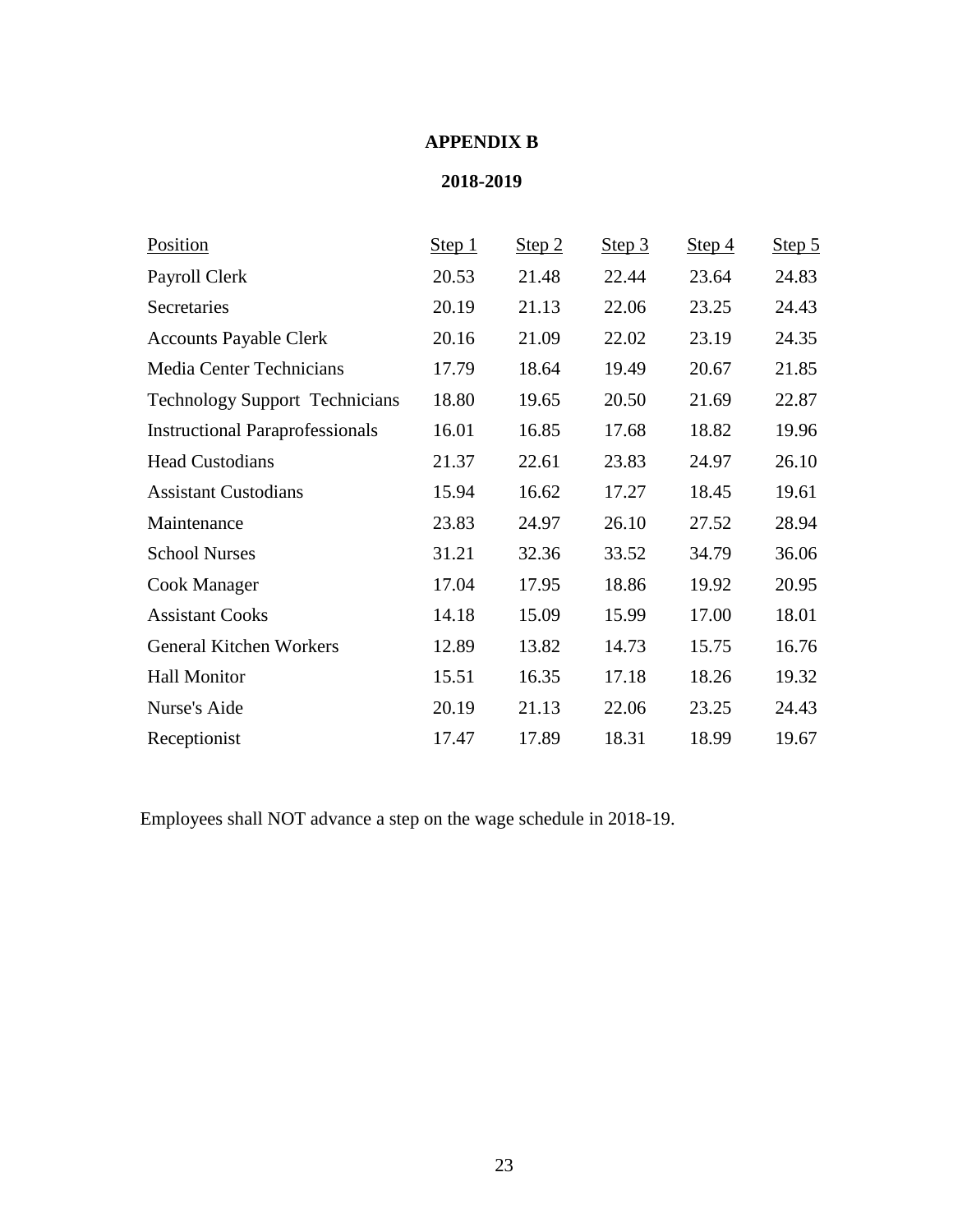# APPENDIX B

## 2018-2019

| Position | Step 1 | Step 2 | Step 3 | Step 4 | Step 5 |
|---|---|---|---|---|---|
| Payroll Clerk | 20.53 | 21.48 | 22.44 | 23.64 | 24.83 |
| Secretaries | 20.19 | 21.13 | 22.06 | 23.25 | 24.43 |
| Accounts Payable Clerk | 20.16 | 21.09 | 22.02 | 23.19 | 24.35 |
| Media Center Technicians | 17.79 | 18.64 | 19.49 | 20.67 | 21.85 |
| Technology Support Technicians | 18.80 | 19.65 | 20.50 | 21.69 | 22.87 |
| Instructional Paraprofessionals | 16.01 | 16.85 | 17.68 | 18.82 | 19.96 |
| Head Custodians | 21.37 | 22.61 | 23.83 | 24.97 | 26.10 |
| Assistant Custodians | 15.94 | 16.62 | 17.27 | 18.45 | 19.61 |
| Maintenance | 23.83 | 24.97 | 26.10 | 27.52 | 28.94 |
| School Nurses | 31.21 | 32.36 | 33.52 | 34.79 | 36.06 |
| Cook Manager | 17.04 | 17.95 | 18.86 | 19.92 | 20.95 |
| Assistant Cooks | 14.18 | 15.09 | 15.99 | 17.00 | 18.01 |
| General Kitchen Workers | 12.89 | 13.82 | 14.73 | 15.75 | 16.76 |
| Hall Monitor | 15.51 | 16.35 | 17.18 | 18.26 | 19.32 |
| Nurse's Aide | 20.19 | 21.13 | 22.06 | 23.25 | 24.43 |
| Receptionist | 17.47 | 17.89 | 18.31 | 18.99 | 19.67 |

Employees shall NOT advance a step on the wage schedule in 2018-19.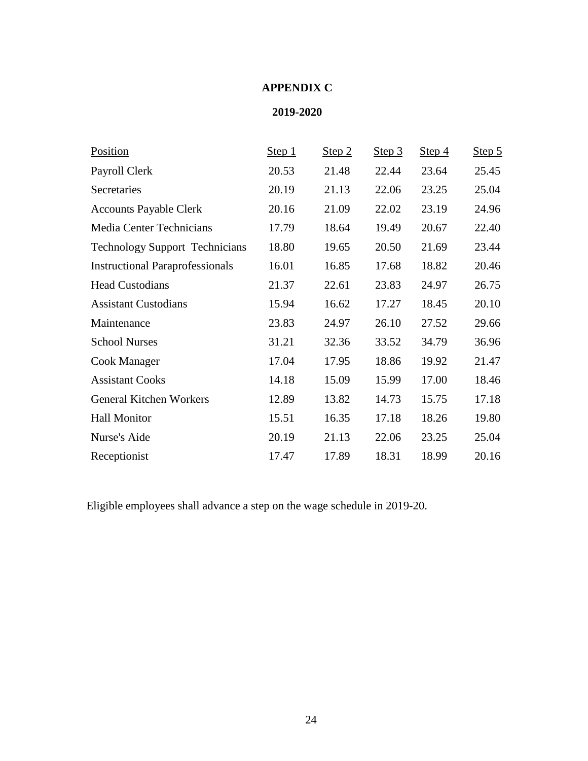# APPENDIX C

## 2019-2020

| Position | Step 1 | Step 2 | Step 3 | Step 4 | Step 5 |
|---|---|---|---|---|---|
| Payroll Clerk | 20.53 | 21.48 | 22.44 | 23.64 | 25.45 |
| Secretaries | 20.19 | 21.13 | 22.06 | 23.25 | 25.04 |
| Accounts Payable Clerk | 20.16 | 21.09 | 22.02 | 23.19 | 24.96 |
| Media Center Technicians | 17.79 | 18.64 | 19.49 | 20.67 | 22.40 |
| Technology Support Technicians | 18.80 | 19.65 | 20.50 | 21.69 | 23.44 |
| Instructional Paraprofessionals | 16.01 | 16.85 | 17.68 | 18.82 | 20.46 |
| Head Custodians | 21.37 | 22.61 | 23.83 | 24.97 | 26.75 |
| Assistant Custodians | 15.94 | 16.62 | 17.27 | 18.45 | 20.10 |
| Maintenance | 23.83 | 24.97 | 26.10 | 27.52 | 29.66 |
| School Nurses | 31.21 | 32.36 | 33.52 | 34.79 | 36.96 |
| Cook Manager | 17.04 | 17.95 | 18.86 | 19.92 | 21.47 |
| Assistant Cooks | 14.18 | 15.09 | 15.99 | 17.00 | 18.46 |
| General Kitchen Workers | 12.89 | 13.82 | 14.73 | 15.75 | 17.18 |
| Hall Monitor | 15.51 | 16.35 | 17.18 | 18.26 | 19.80 |
| Nurse's Aide | 20.19 | 21.13 | 22.06 | 23.25 | 25.04 |
| Receptionist | 17.47 | 17.89 | 18.31 | 18.99 | 20.16 |

Eligible employees shall advance a step on the wage schedule in 2019-20.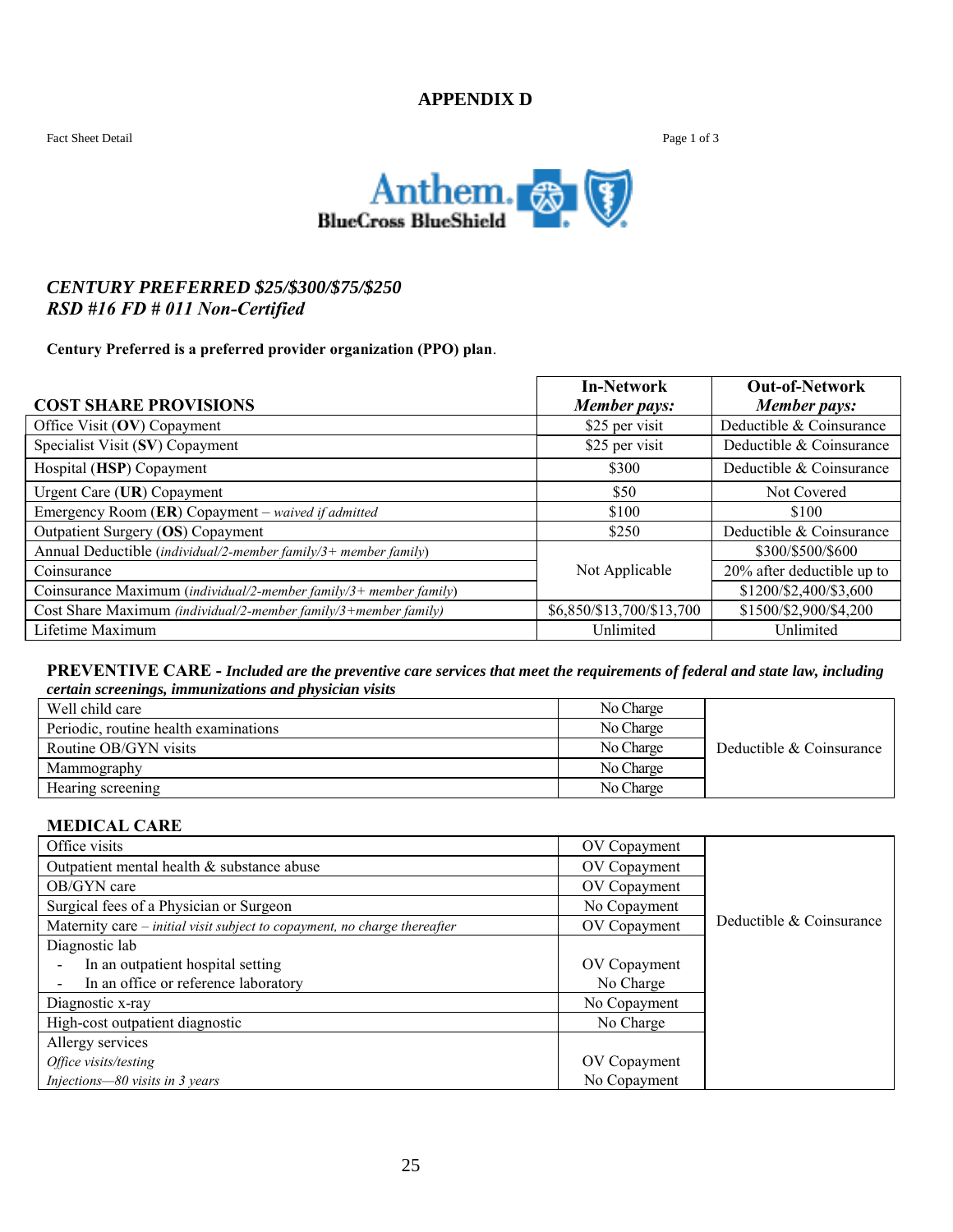# APPENDIX D

Fact Sheet Detail

***CENTURY PREFERRED $25/$300/$75/$250***
***RSD #16 FD # 011 Non-Certified***

**Century Preferred is a preferred provider organization (PPO) plan**.

| COST SHARE PROVISIONS | In-Network *Member pays:* | Out-of-Network *Member pays:* |
|---|---|---|
| Office Visit (**OV**) Copayment | $25 per visit | Deductible & Coinsurance |
| Specialist Visit (**SV**) Copayment | $25 per visit | Deductible & Coinsurance |
| Hospital (**HSP**) Copayment | $300 | Deductible & Coinsurance |
| Urgent Care (**UR**) Copayment | $50 | Not Covered |
| Emergency Room (**ER**) Copayment – *waived if admitted* | $100 | $100 |
| Outpatient Surgery (**OS**) Copayment | $250 | Deductible & Coinsurance |
| Annual Deductible (*individual/2-member family/3+ member family*) | Not Applicable | $300/$500/$600 |
| Coinsurance | | 20% after deductible up to |
| Coinsurance Maximum (*individual/2-member family/3+ member family*) | | $1200/$2,400/$3,600 |
| Cost Share Maximum *(individual/2-member family/3+member family)* | $6,850/$13,700/$13,700 | $1500/$2,900/$4,200 |
| Lifetime Maximum | Unlimited | Unlimited |

**PREVENTIVE CARE -** ***Included are the preventive care services that meet the requirements of federal and state law, including certain screenings, immunizations and physician visits***

| | | |
|---|---|---|
| Well child care | No Charge | Deductible & Coinsurance |
| Periodic, routine health examinations | No Charge | |
| Routine OB/GYN visits | No Charge | |
| Mammography | No Charge | |
| Hearing screening | No Charge | |

**MEDICAL CARE**

| | | |
|---|---|---|
| Office visits | OV Copayment | Deductible & Coinsurance |
| Outpatient mental health & substance abuse | OV Copayment | |
| OB/GYN care | OV Copayment | |
| Surgical fees of a Physician or Surgeon | No Copayment | |
| Maternity care – *initial visit subject to copayment, no charge thereafter* | OV Copayment | |
| Diagnostic lab<br>- In an outpatient hospital setting<br>- In an office or reference laboratory | <br>OV Copayment<br>No Charge | |
| Diagnostic x-ray | No Copayment | |
| High-cost outpatient diagnostic | No Charge | |
| Allergy services<br>*Office visits/testing*<br>*Injections—80 visits in 3 years* | <br>OV Copayment<br>No Copayment | |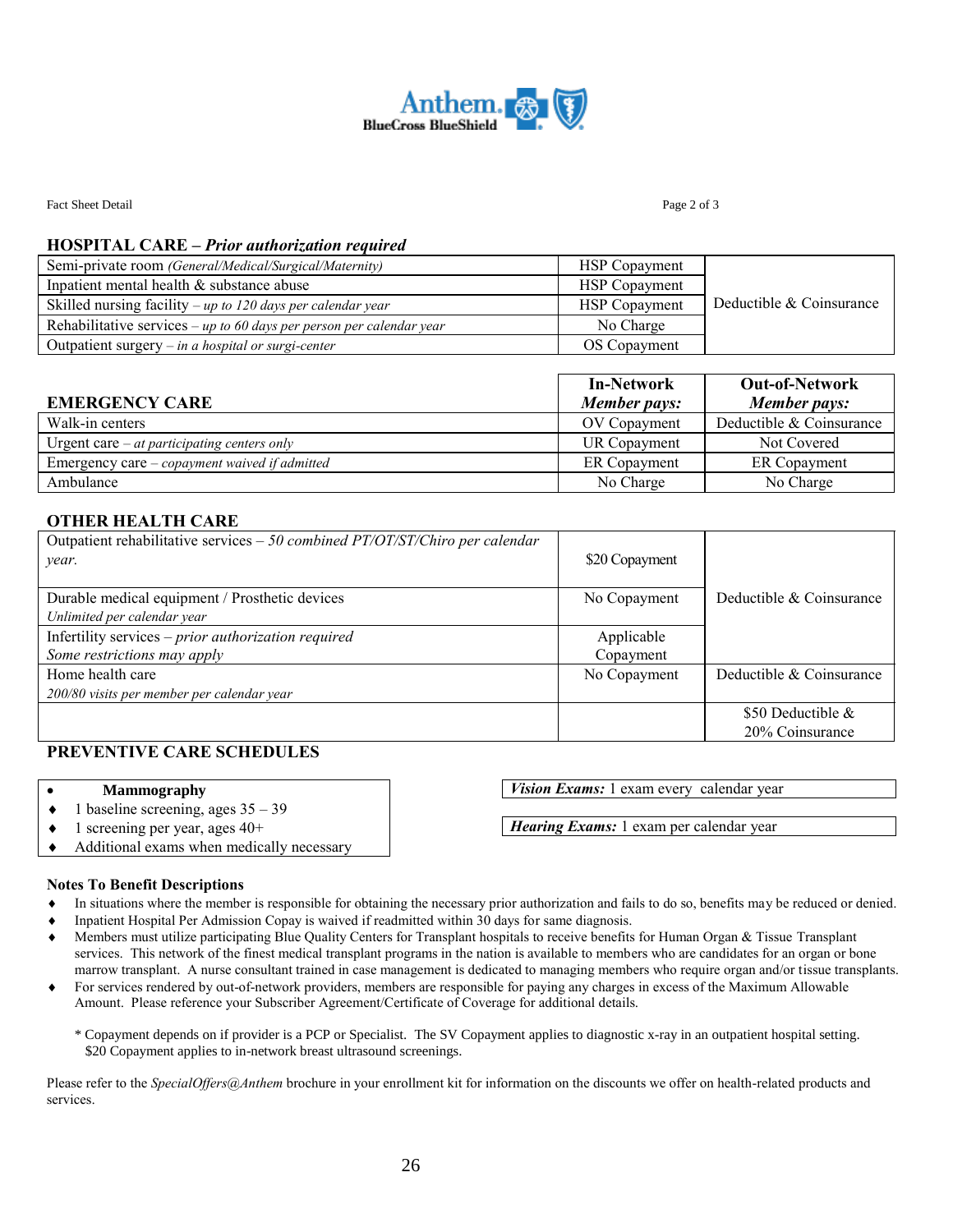Fact Sheet Detail

## HOSPITAL CARE – *Prior authorization required*

| | | |
|---|---|---|
| Semi-private room *(General/Medical/Surgical/Maternity)* | HSP Copayment | Deductible & Coinsurance |
| Inpatient mental health & substance abuse | HSP Copayment | |
| Skilled nursing facility – *up to 120 days per calendar year* | HSP Copayment | |
| Rehabilitative services – *up to 60 days per person per calendar year* | No Charge | |
| Outpatient surgery – *in a hospital or surgi-center* | OS Copayment | |

| EMERGENCY CARE | In-Network *Member pays:* | Out-of-Network *Member pays:* |
|---|---|---|
| Walk-in centers | OV Copayment | Deductible & Coinsurance |
| Urgent care – *at participating centers only* | UR Copayment | Not Covered |
| Emergency care – *copayment waived if admitted* | ER Copayment | ER Copayment |
| Ambulance | No Charge | No Charge |

## OTHER HEALTH CARE

| | | |
|---|---|---|
| Outpatient rehabilitative services – *50 combined PT/OT/ST/Chiro per calendar year.* | $20 Copayment | Deductible & Coinsurance |
| Durable medical equipment / Prosthetic devices *Unlimited per calendar year* | No Copayment | |
| Infertility services – *prior authorization required* *Some restrictions may apply* | Applicable Copayment | |
| Home health care *200/80 visits per member per calendar year* | No Copayment | Deductible & Coinsurance |
| | | $50 Deductible & 20% Coinsurance |

## PREVENTIVE CARE SCHEDULES

- **Mammography**
  - 1 baseline screening, ages 35 – 39
  - 1 screening per year, ages 40+
  - Additional exams when medically necessary

***Vision Exams:*** 1 exam every calendar year

***Hearing Exams:*** 1 exam per calendar year

### Notes To Benefit Descriptions

- In situations where the member is responsible for obtaining the necessary prior authorization and fails to do so, benefits may be reduced or denied.
- Inpatient Hospital Per Admission Copay is waived if readmitted within 30 days for same diagnosis.
- Members must utilize participating Blue Quality Centers for Transplant hospitals to receive benefits for Human Organ & Tissue Transplant services. This network of the finest medical transplant programs in the nation is available to members who are candidates for an organ or bone marrow transplant. A nurse consultant trained in case management is dedicated to managing members who require organ and/or tissue transplants.
- For services rendered by out-of-network providers, members are responsible for paying any charges in excess of the Maximum Allowable Amount. Please reference your Subscriber Agreement/Certificate of Coverage for additional details.

\* Copayment depends on if provider is a PCP or Specialist. The SV Copayment applies to diagnostic x-ray in an outpatient hospital setting. $20 Copayment applies to in-network breast ultrasound screenings.

Please refer to the *SpecialOffers@Anthem* brochure in your enrollment kit for information on the discounts we offer on health-related products and services.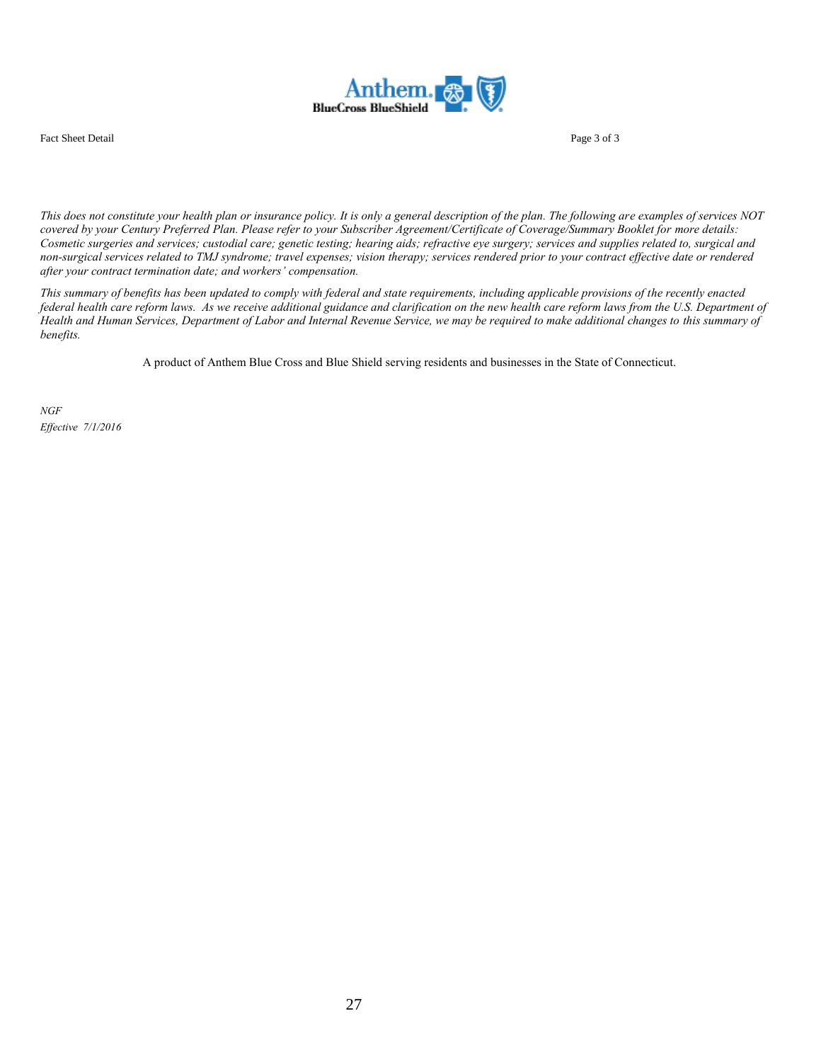*This does not constitute your health plan or insurance policy. It is only a general description of the plan. The following are examples of services NOT covered by your Century Preferred Plan. Please refer to your Subscriber Agreement/Certificate of Coverage/Summary Booklet for more details: Cosmetic surgeries and services; custodial care; genetic testing; hearing aids; refractive eye surgery; services and supplies related to, surgical and non-surgical services related to TMJ syndrome; travel expenses; vision therapy; services rendered prior to your contract effective date or rendered after your contract termination date; and workers' compensation.*

*This summary of benefits has been updated to comply with federal and state requirements, including applicable provisions of the recently enacted federal health care reform laws. As we receive additional guidance and clarification on the new health care reform laws from the U.S. Department of Health and Human Services, Department of Labor and Internal Revenue Service, we may be required to make additional changes to this summary of benefits.*

A product of Anthem Blue Cross and Blue Shield serving residents and businesses in the State of Connecticut.

*NGF*

*Effective 7/1/2016*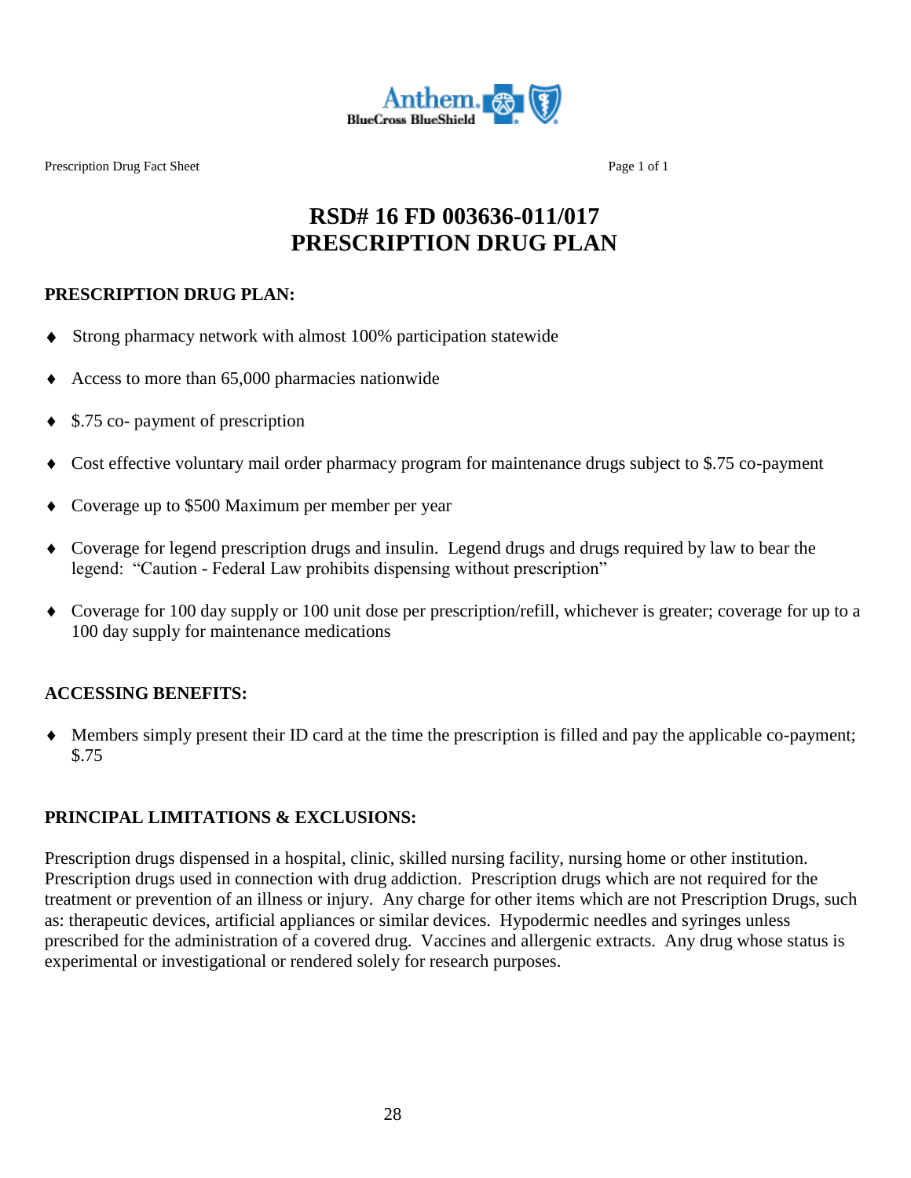Prescription Drug Fact Sheet

# RSD# 16 FD 003636-011/017
# PRESCRIPTION DRUG PLAN

**PRESCRIPTION DRUG PLAN:**

- Strong pharmacy network with almost 100% participation statewide
- Access to more than 65,000 pharmacies nationwide
- $.75 co- payment of prescription
- Cost effective voluntary mail order pharmacy program for maintenance drugs subject to $.75 co-payment
- Coverage up to $500 Maximum per member per year
- Coverage for legend prescription drugs and insulin. Legend drugs and drugs required by law to bear the legend: "Caution - Federal Law prohibits dispensing without prescription"
- Coverage for 100 day supply or 100 unit dose per prescription/refill, whichever is greater; coverage for up to a 100 day supply for maintenance medications

**ACCESSING BENEFITS:**

- Members simply present their ID card at the time the prescription is filled and pay the applicable co-payment; $.75

**PRINCIPAL LIMITATIONS & EXCLUSIONS:**

Prescription drugs dispensed in a hospital, clinic, skilled nursing facility, nursing home or other institution. Prescription drugs used in connection with drug addiction. Prescription drugs which are not required for the treatment or prevention of an illness or injury. Any charge for other items which are not Prescription Drugs, such as: therapeutic devices, artificial appliances or similar devices. Hypodermic needles and syringes unless prescribed for the administration of a covered drug. Vaccines and allergenic extracts. Any drug whose status is experimental or investigational or rendered solely for research purposes.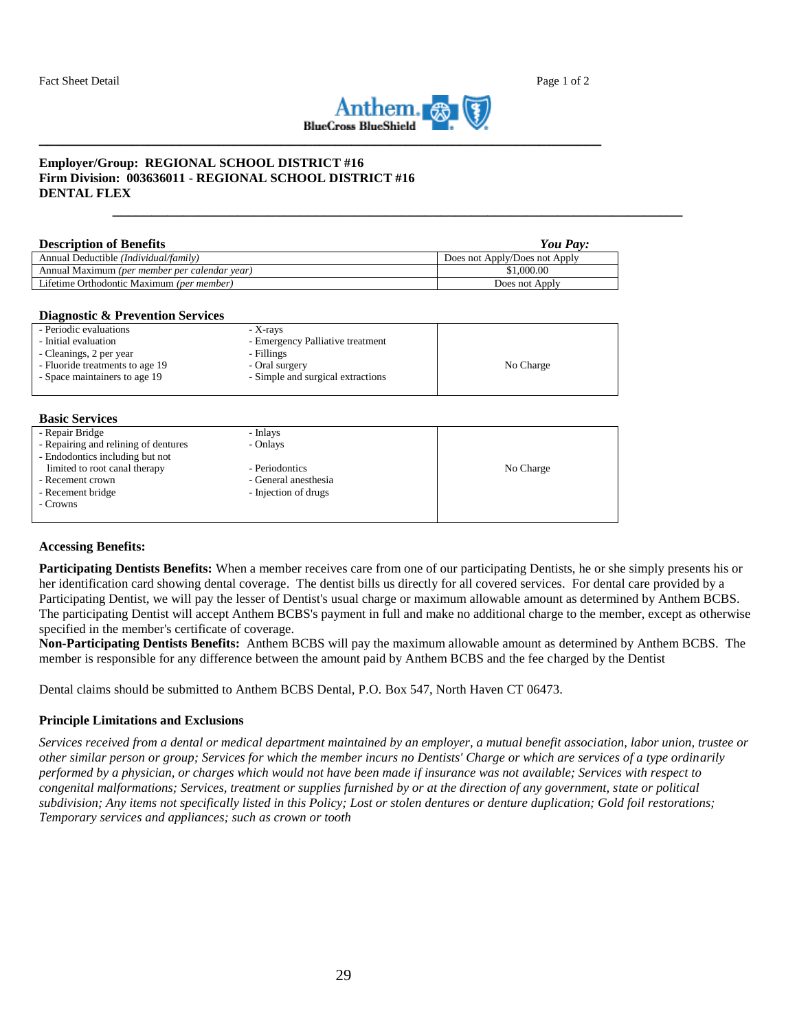**Employer/Group: REGIONAL SCHOOL DISTRICT #16**
**Firm Division: 003636011 - REGIONAL SCHOOL DISTRICT #16**
**DENTAL FLEX**

| **Description of Benefits** | ***You Pay:*** |
|---|---|
| Annual Deductible *(Individual/family)* | Does not Apply/Does not Apply |
| Annual Maximum *(per member per calendar year)* | $1,000.00 |
| Lifetime Orthodontic Maximum *(per member)* | Does not Apply |

**Diagnostic & Prevention Services**

| | | |
|---|---|---|
| - Periodic evaluations<br>- Initial evaluation<br>- Cleanings, 2 per year<br>- Fluoride treatments to age 19<br>- Space maintainers to age 19 | - X-rays<br>- Emergency Palliative treatment<br>- Fillings<br>- Oral surgery<br>- Simple and surgical extractions | No Charge |

**Basic Services**

| | | |
|---|---|---|
| - Repair Bridge<br>- Repairing and relining of dentures<br>- Endodontics including but not limited to root canal therapy<br>- Recement crown<br>- Recement bridge<br>- Crowns | - Inlays<br>- Onlays<br>- Periodontics<br>- General anesthesia<br>- Injection of drugs | No Charge |

**Accessing Benefits:**

**Participating Dentists Benefits:** When a member receives care from one of our participating Dentists, he or she simply presents his or her identification card showing dental coverage. The dentist bills us directly for all covered services. For dental care provided by a Participating Dentist, we will pay the lesser of Dentist's usual charge or maximum allowable amount as determined by Anthem BCBS. The participating Dentist will accept Anthem BCBS's payment in full and make no additional charge to the member, except as otherwise specified in the member's certificate of coverage.
**Non-Participating Dentists Benefits:** Anthem BCBS will pay the maximum allowable amount as determined by Anthem BCBS. The member is responsible for any difference between the amount paid by Anthem BCBS and the fee charged by the Dentist

Dental claims should be submitted to Anthem BCBS Dental, P.O. Box 547, North Haven CT 06473.

**Principle Limitations and Exclusions**

*Services received from a dental or medical department maintained by an employer, a mutual benefit association, labor union, trustee or other similar person or group; Services for which the member incurs no Dentists' Charge or which are services of a type ordinarily performed by a physician, or charges which would not have been made if insurance was not available; Services with respect to congenital malformations; Services, treatment or supplies furnished by or at the direction of any government, state or political subdivision; Any items not specifically listed in this Policy; Lost or stolen dentures or denture duplication; Gold foil restorations; Temporary services and appliances; such as crown or tooth*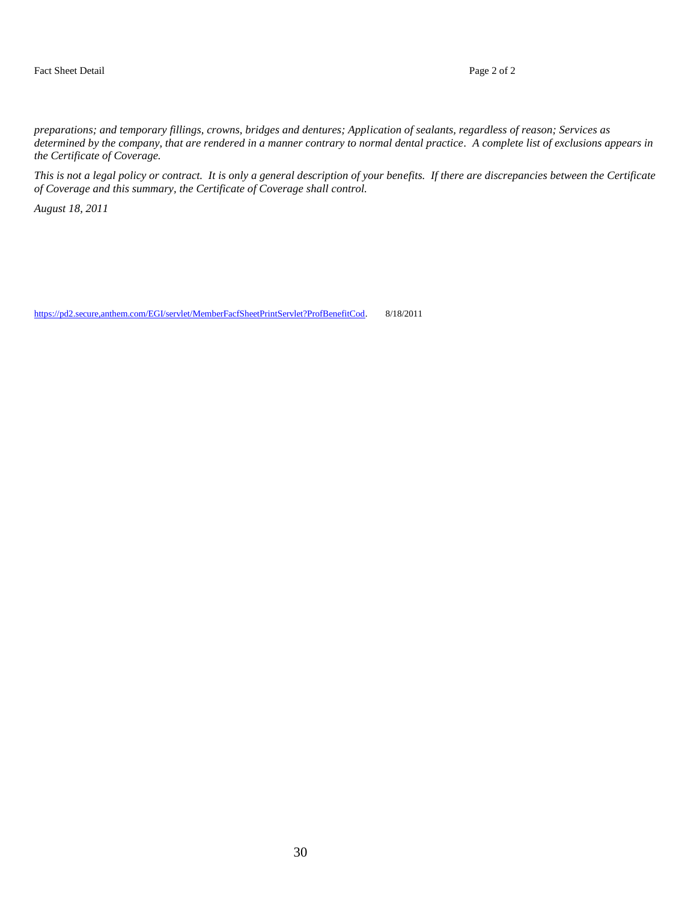*preparations; and temporary fillings, crowns, bridges and dentures; Application of sealants, regardless of reason; Services as determined by the company, that are rendered in a manner contrary to normal dental practice. A complete list of exclusions appears in the Certificate of Coverage.*

*This is not a legal policy or contract. It is only a general description of your benefits. If there are discrepancies between the Certificate of Coverage and this summary, the Certificate of Coverage shall control.*

*August 18, 2011*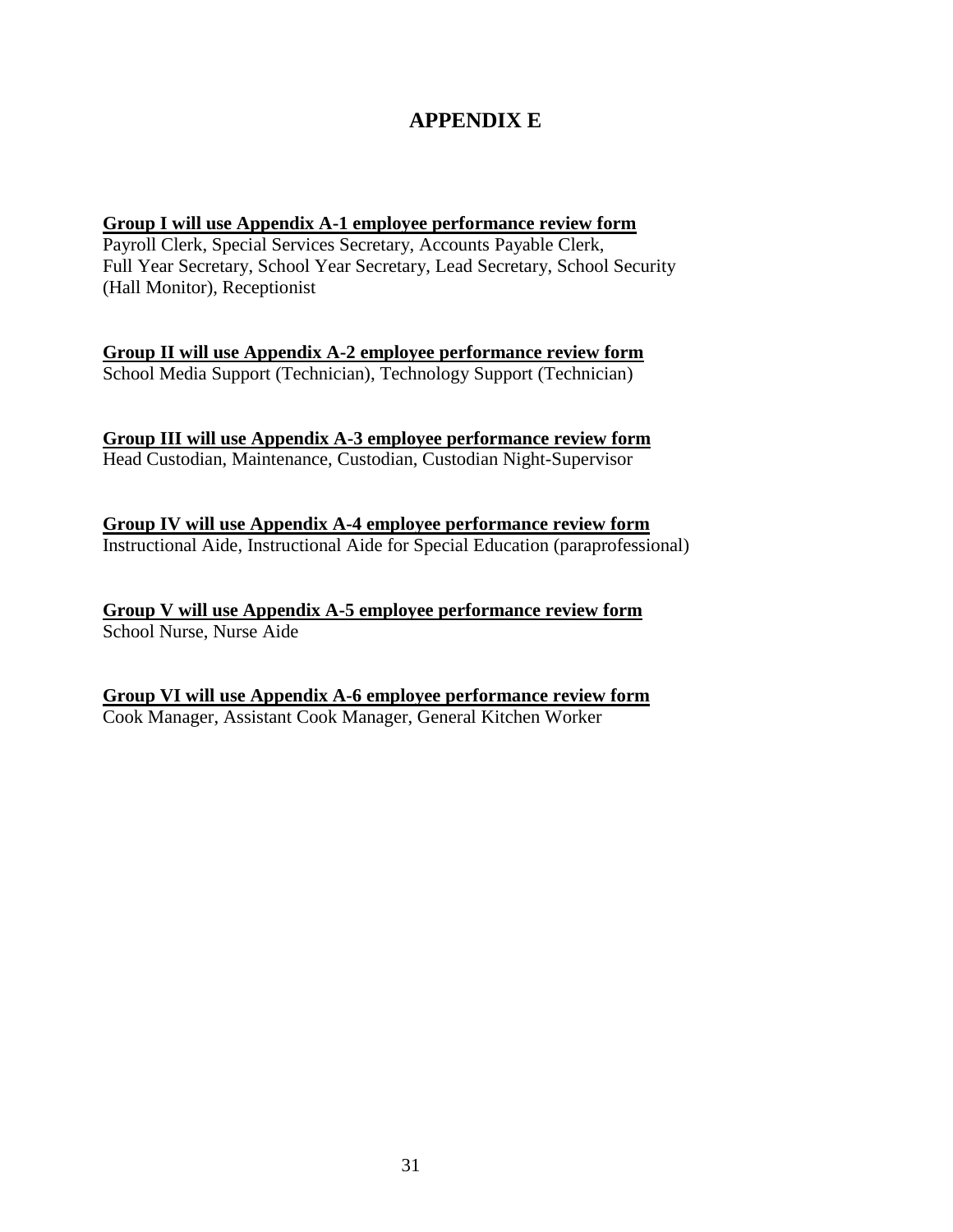# APPENDIX E

**<u>Group I will use Appendix A-1 employee performance review form</u>**
Payroll Clerk, Special Services Secretary, Accounts Payable Clerk, Full Year Secretary, School Year Secretary, Lead Secretary, School Security (Hall Monitor), Receptionist

**<u>Group II will use Appendix A-2 employee performance review form</u>**
School Media Support (Technician), Technology Support (Technician)

**<u>Group III will use Appendix A-3 employee performance review form</u>**
Head Custodian, Maintenance, Custodian, Custodian Night-Supervisor

**<u>Group IV will use Appendix A-4 employee performance review form</u>**
Instructional Aide, Instructional Aide for Special Education (paraprofessional)

**<u>Group V will use Appendix A-5 employee performance review form</u>**
School Nurse, Nurse Aide

**<u>Group VI will use Appendix A-6 employee performance review form</u>**
Cook Manager, Assistant Cook Manager, General Kitchen Worker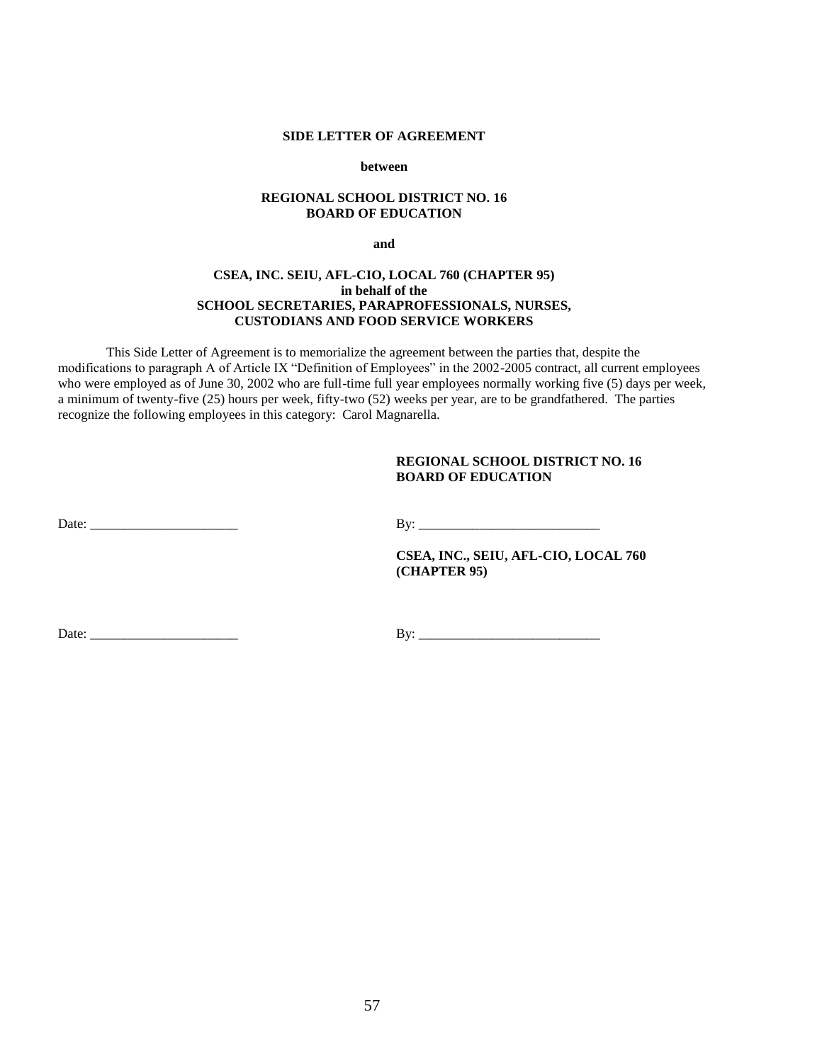**SIDE LETTER OF AGREEMENT**

**between**

**REGIONAL SCHOOL DISTRICT NO. 16**
**BOARD OF EDUCATION**

**and**

**CSEA, INC. SEIU, AFL-CIO, LOCAL 760 (CHAPTER 95)**
**in behalf of the**
**SCHOOL SECRETARIES, PARAPROFESSIONALS, NURSES,**
**CUSTODIANS AND FOOD SERVICE WORKERS**

This Side Letter of Agreement is to memorialize the agreement between the parties that, despite the modifications to paragraph A of Article IX "Definition of Employees" in the 2002-2005 contract, all current employees who were employed as of June 30, 2002 who are full-time full year employees normally working five (5) days per week, a minimum of twenty-five (25) hours per week, fifty-two (52) weeks per year, are to be grandfathered. The parties recognize the following employees in this category: Carol Magnarella.

**REGIONAL SCHOOL DISTRICT NO. 16**
**BOARD OF EDUCATION**

Date: ______________________ By: ___________________________

**CSEA, INC., SEIU, AFL-CIO, LOCAL 760**
**(CHAPTER 95)**

Date: ______________________ By: ___________________________